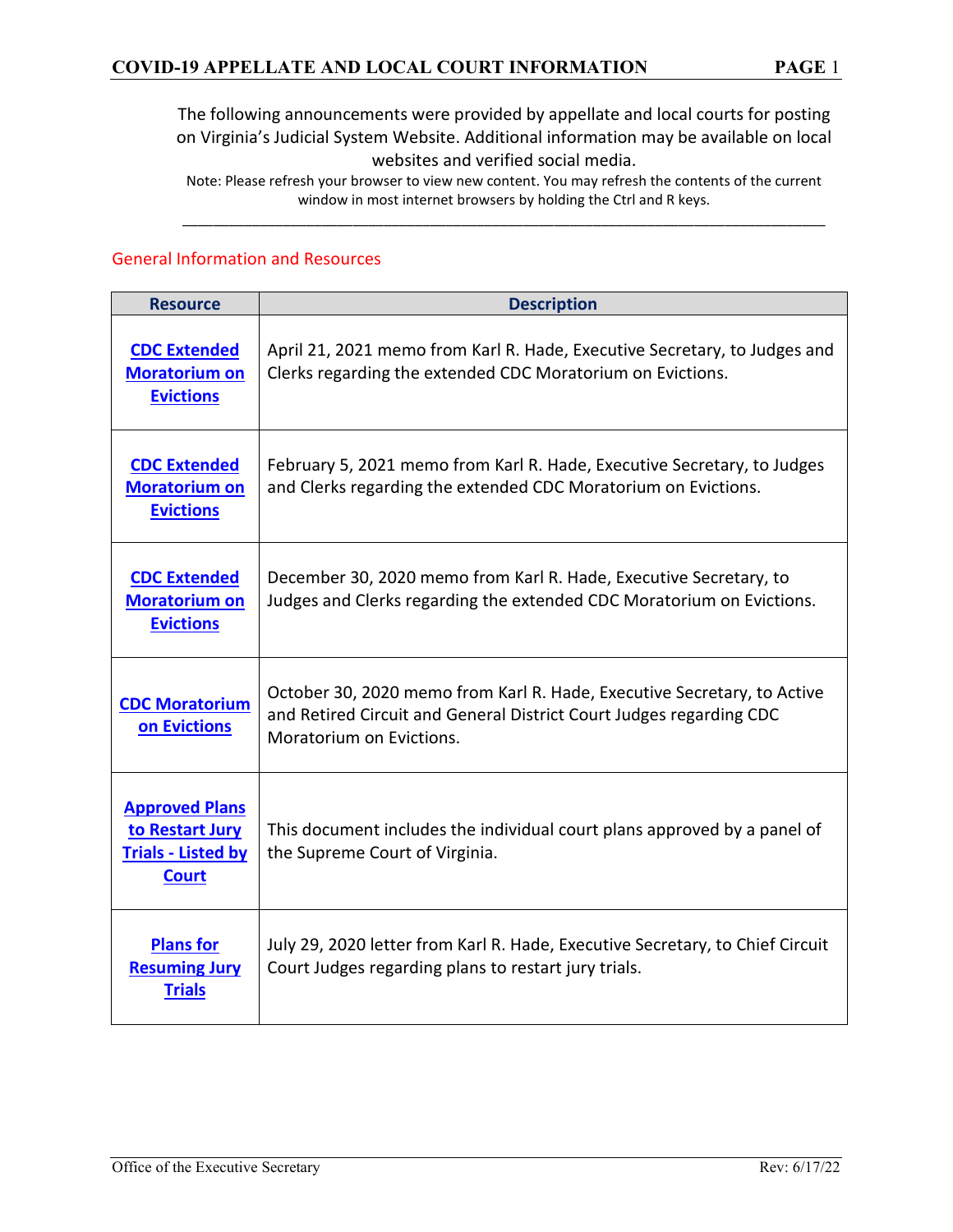The following announcements were provided by appellate and local courts for posting on Virginia's Judicial System Website. Additional information may be available on local websites and verified social media.

Note: Please refresh your browser to view new content. You may refresh the contents of the current window in most internet browsers by holding the Ctrl and R keys.

---

## General Information and Resources

| Resource | Description |
| --- | --- |
| **CDC Extended Moratorium on Evictions** | April 21, 2021 memo from Karl R. Hade, Executive Secretary, to Judges and Clerks regarding the extended CDC Moratorium on Evictions. |
| **CDC Extended Moratorium on Evictions** | February 5, 2021 memo from Karl R. Hade, Executive Secretary, to Judges and Clerks regarding the extended CDC Moratorium on Evictions. |
| **CDC Extended Moratorium on Evictions** | December 30, 2020 memo from Karl R. Hade, Executive Secretary, to Judges and Clerks regarding the extended CDC Moratorium on Evictions. |
| **CDC Moratorium on Evictions** | October 30, 2020 memo from Karl R. Hade, Executive Secretary, to Active and Retired Circuit and General District Court Judges regarding CDC Moratorium on Evictions. |
| **Approved Plans to Restart Jury Trials - Listed by Court** | This document includes the individual court plans approved by a panel of the Supreme Court of Virginia. |
| **Plans for Resuming Jury Trials** | July 29, 2020 letter from Karl R. Hade, Executive Secretary, to Chief Circuit Court Judges regarding plans to restart jury trials. |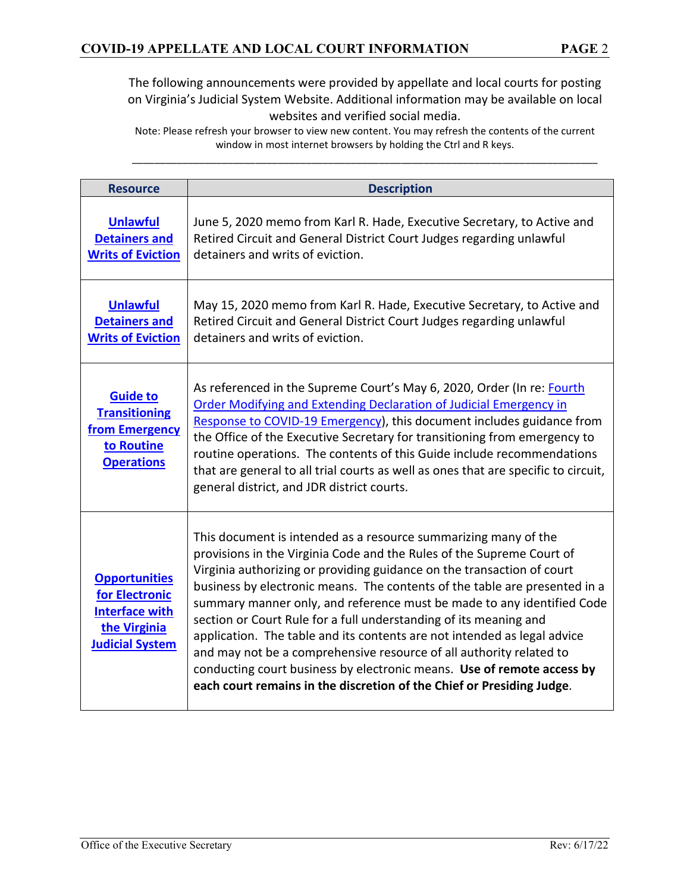The following announcements were provided by appellate and local courts for posting on Virginia's Judicial System Website. Additional information may be available on local websites and verified social media.

Note: Please refresh your browser to view new content. You may refresh the contents of the current window in most internet browsers by holding the Ctrl and R keys.

---

| Resource | Description |
|---|---|
| **Unlawful Detainers and Writs of Eviction** | June 5, 2020 memo from Karl R. Hade, Executive Secretary, to Active and Retired Circuit and General District Court Judges regarding unlawful detainers and writs of eviction. |
| **Unlawful Detainers and Writs of Eviction** | May 15, 2020 memo from Karl R. Hade, Executive Secretary, to Active and Retired Circuit and General District Court Judges regarding unlawful detainers and writs of eviction. |
| **Guide to Transitioning from Emergency to Routine Operations** | As referenced in the Supreme Court's May 6, 2020, Order (In re: Fourth Order Modifying and Extending Declaration of Judicial Emergency in Response to COVID-19 Emergency), this document includes guidance from the Office of the Executive Secretary for transitioning from emergency to routine operations. The contents of this Guide include recommendations that are general to all trial courts as well as ones that are specific to circuit, general district, and JDR district courts. |
| **Opportunities for Electronic Interface with the Virginia Judicial System** | This document is intended as a resource summarizing many of the provisions in the Virginia Code and the Rules of the Supreme Court of Virginia authorizing or providing guidance on the transaction of court business by electronic means. The contents of the table are presented in a summary manner only, and reference must be made to any identified Code section or Court Rule for a full understanding of its meaning and application. The table and its contents are not intended as legal advice and may not be a comprehensive resource of all authority related to conducting court business by electronic means. **Use of remote access by each court remains in the discretion of the Chief or Presiding Judge**. |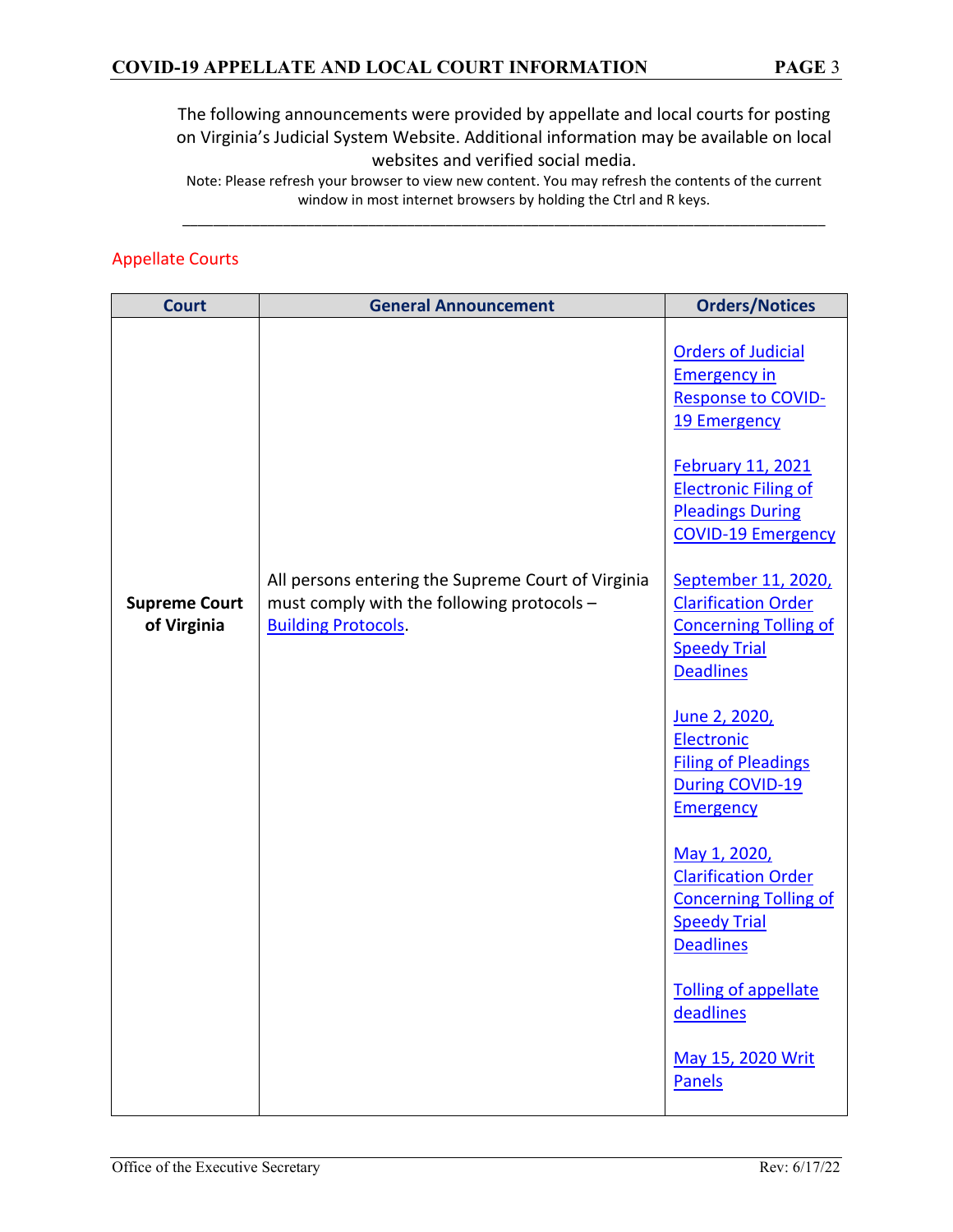The following announcements were provided by appellate and local courts for posting on Virginia's Judicial System Website. Additional information may be available on local websites and verified social media.

Note: Please refresh your browser to view new content. You may refresh the contents of the current window in most internet browsers by holding the Ctrl and R keys.

---

## Appellate Courts

| Court | General Announcement | Orders/Notices |
|---|---|---|
| **Supreme Court of Virginia** | All persons entering the Supreme Court of Virginia must comply with the following protocols – Building Protocols. | Orders of Judicial Emergency in Response to COVID-19 Emergency<br><br>February 11, 2021 Electronic Filing of Pleadings During COVID-19 Emergency<br><br>September 11, 2020, Clarification Order Concerning Tolling of Speedy Trial Deadlines<br><br>June 2, 2020, Electronic Filing of Pleadings During COVID-19 Emergency<br><br>May 1, 2020, Clarification Order Concerning Tolling of Speedy Trial Deadlines<br><br>Tolling of appellate deadlines<br><br>May 15, 2020 Writ Panels |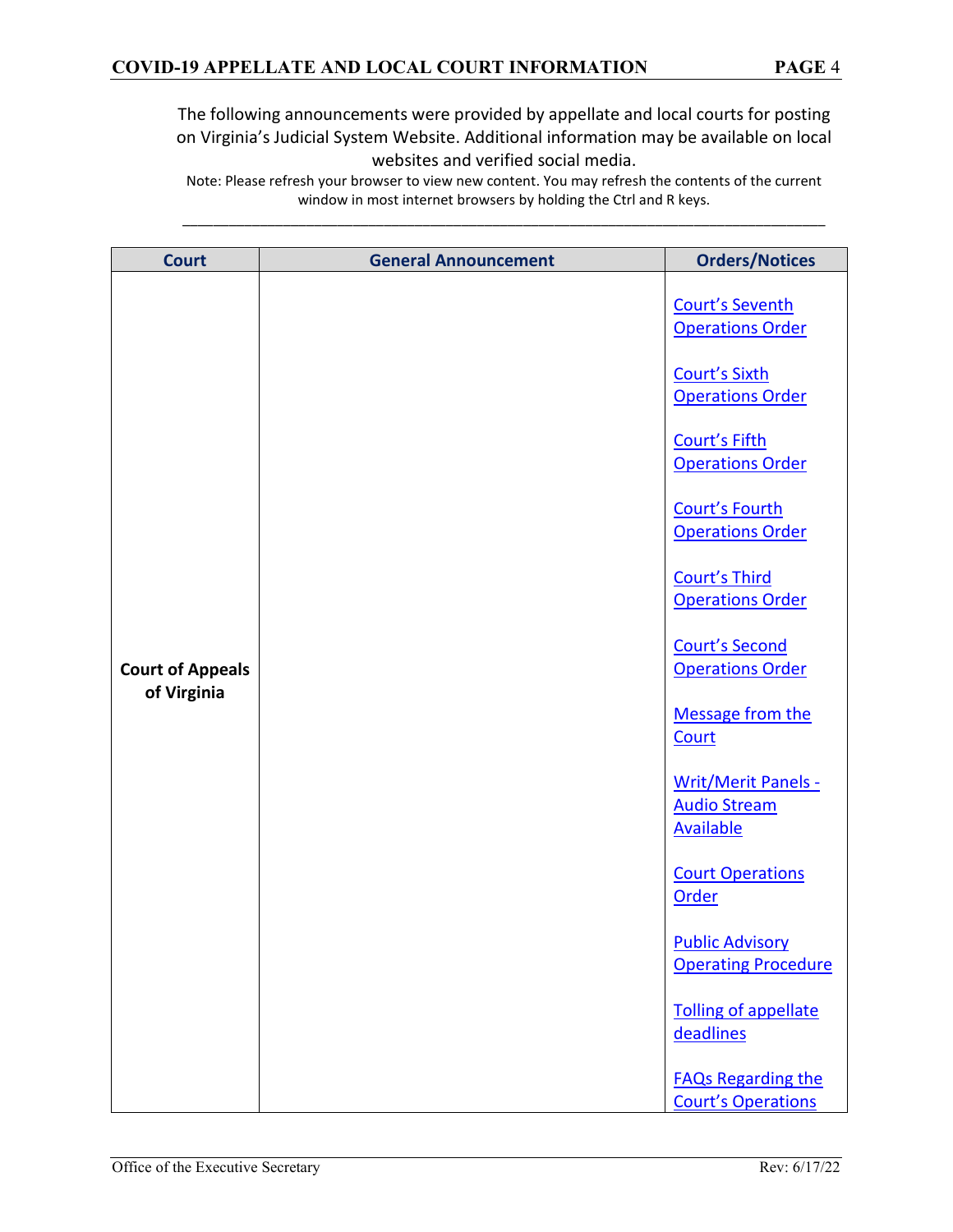The following announcements were provided by appellate and local courts for posting on Virginia's Judicial System Website. Additional information may be available on local websites and verified social media.

Note: Please refresh your browser to view new content. You may refresh the contents of the current window in most internet browsers by holding the Ctrl and R keys.

| Court | General Announcement | Orders/Notices |
| --- | --- | --- |
| **Court of Appeals of Virginia** | | Court's Seventh Operations Order<br><br>Court's Sixth Operations Order<br><br>Court's Fifth Operations Order<br><br>Court's Fourth Operations Order<br><br>Court's Third Operations Order<br><br>Court's Second Operations Order<br><br>Message from the Court<br><br>Writ/Merit Panels - Audio Stream Available<br><br>Court Operations Order<br><br>Public Advisory Operating Procedure<br><br>Tolling of appellate deadlines<br><br>FAQs Regarding the Court's Operations |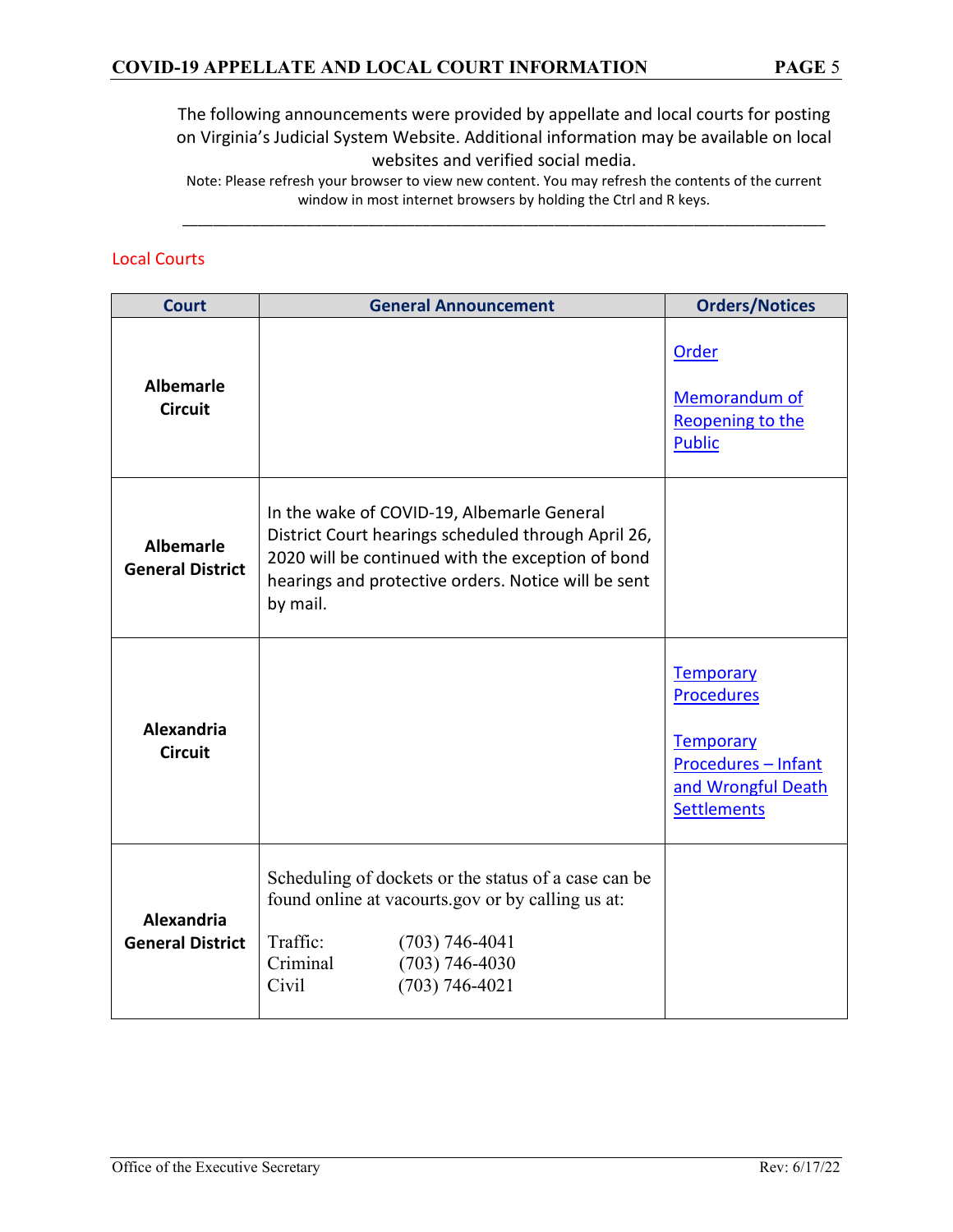The following announcements were provided by appellate and local courts for posting on Virginia's Judicial System Website. Additional information may be available on local websites and verified social media.

Note: Please refresh your browser to view new content. You may refresh the contents of the current window in most internet browsers by holding the Ctrl and R keys.

---

## Local Courts

| Court | General Announcement | Orders/Notices |
|---|---|---|
| **Albemarle Circuit** | | Order<br><br>Memorandum of Reopening to the Public |
| **Albemarle General District** | In the wake of COVID-19, Albemarle General District Court hearings scheduled through April 26, 2020 will be continued with the exception of bond hearings and protective orders. Notice will be sent by mail. | |
| **Alexandria Circuit** | | Temporary Procedures<br><br>Temporary Procedures – Infant and Wrongful Death Settlements |
| **Alexandria General District** | Scheduling of dockets or the status of a case can be found online at vacourts.gov or by calling us at:<br><br>Traffic: (703) 746-4041<br>Criminal (703) 746-4030<br>Civil (703) 746-4021 | |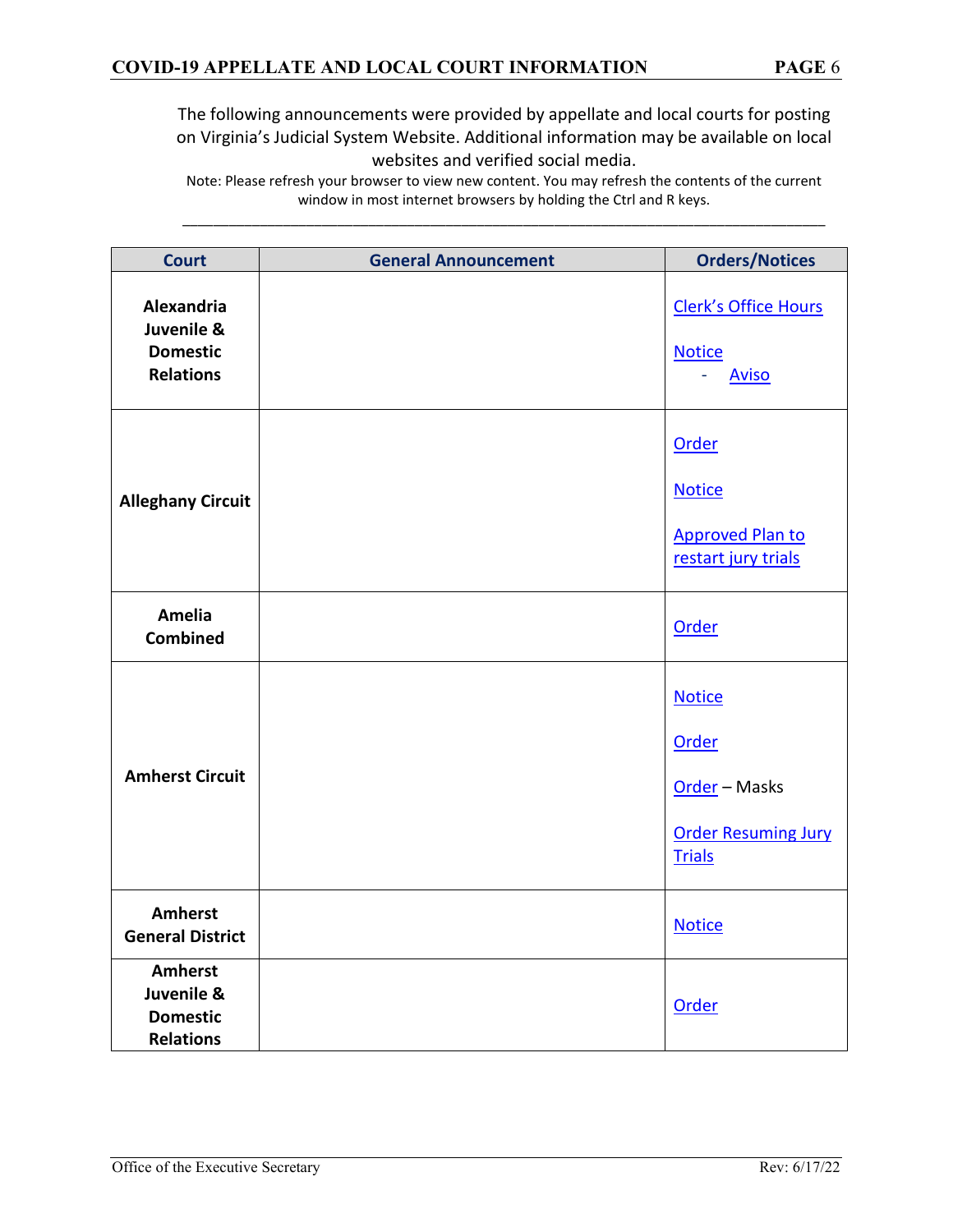The following announcements were provided by appellate and local courts for posting on Virginia's Judicial System Website. Additional information may be available on local websites and verified social media.

Note: Please refresh your browser to view new content. You may refresh the contents of the current window in most internet browsers by holding the Ctrl and R keys.

| Court | General Announcement | Orders/Notices |
|---|---|---|
| **Alexandria Juvenile & Domestic Relations** | | Clerk's Office Hours<br><br>Notice<br>- Aviso |
| **Alleghany Circuit** | | Order<br><br>Notice<br><br>Approved Plan to restart jury trials |
| **Amelia Combined** | | Order |
| **Amherst Circuit** | | Notice<br><br>Order<br><br>Order – Masks<br><br>Order Resuming Jury Trials |
| **Amherst General District** | | Notice |
| **Amherst Juvenile & Domestic Relations** | | Order |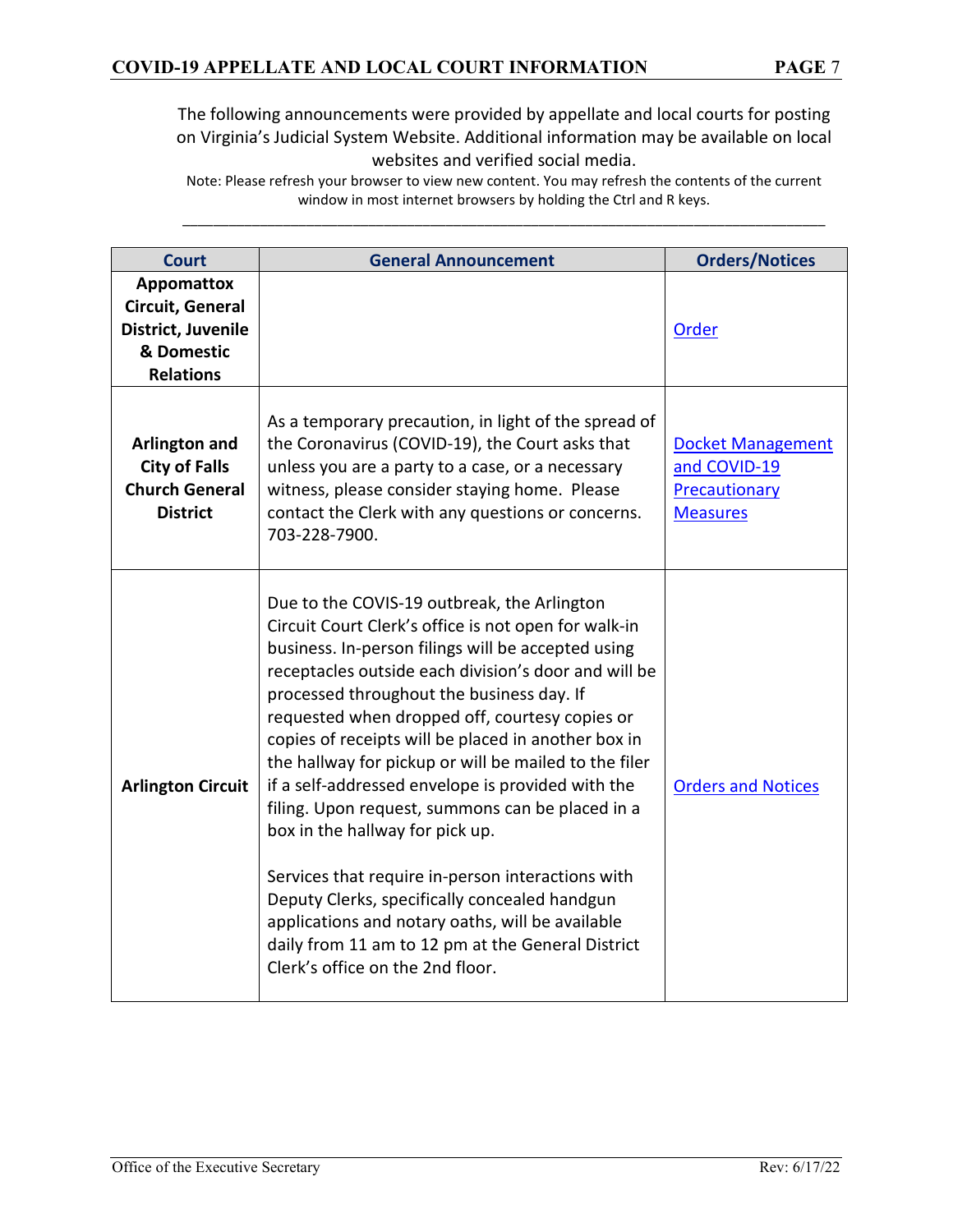The following announcements were provided by appellate and local courts for posting on Virginia's Judicial System Website. Additional information may be available on local websites and verified social media.

Note: Please refresh your browser to view new content. You may refresh the contents of the current window in most internet browsers by holding the Ctrl and R keys.

| Court | General Announcement | Orders/Notices |
|---|---|---|
| **Appomattox Circuit, General District, Juvenile & Domestic Relations** | | Order |
| **Arlington and City of Falls Church General District** | As a temporary precaution, in light of the spread of the Coronavirus (COVID-19), the Court asks that unless you are a party to a case, or a necessary witness, please consider staying home. Please contact the Clerk with any questions or concerns. 703-228-7900. | Docket Management and COVID-19 Precautionary Measures |
| **Arlington Circuit** | Due to the COVIS-19 outbreak, the Arlington Circuit Court Clerk's office is not open for walk-in business. In-person filings will be accepted using receptacles outside each division's door and will be processed throughout the business day. If requested when dropped off, courtesy copies or copies of receipts will be placed in another box in the hallway for pickup or will be mailed to the filer if a self-addressed envelope is provided with the filing. Upon request, summons can be placed in a box in the hallway for pick up.<br><br>Services that require in-person interactions with Deputy Clerks, specifically concealed handgun applications and notary oaths, will be available daily from 11 am to 12 pm at the General District Clerk's office on the 2nd floor. | Orders and Notices |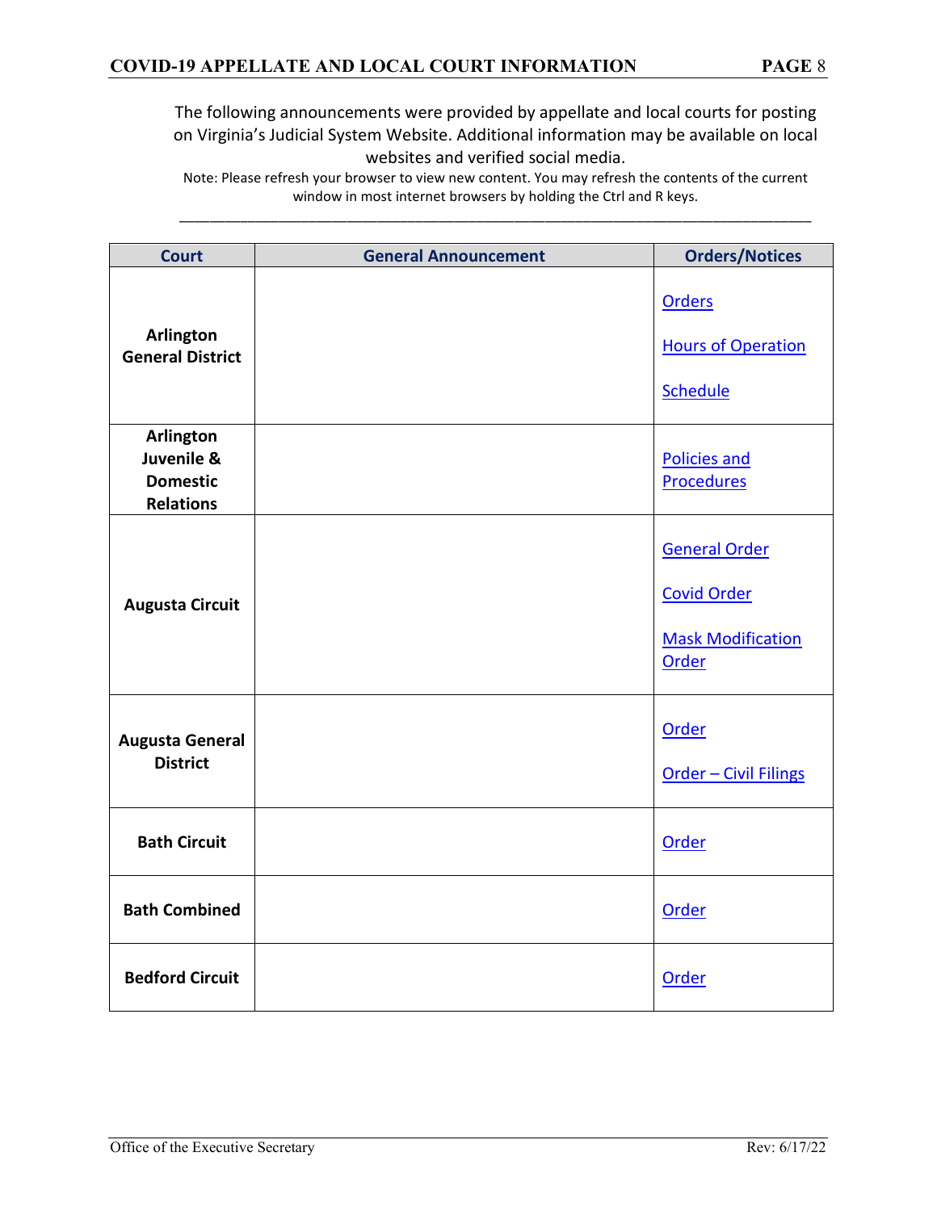The following announcements were provided by appellate and local courts for posting on Virginia's Judicial System Website. Additional information may be available on local websites and verified social media.

Note: Please refresh your browser to view new content. You may refresh the contents of the current window in most internet browsers by holding the Ctrl and R keys.

| Court | General Announcement | Orders/Notices |
|---|---|---|
| **Arlington General District** | | Orders<br><br>Hours of Operation<br><br>Schedule |
| **Arlington Juvenile & Domestic Relations** | | Policies and Procedures |
| **Augusta Circuit** | | General Order<br><br>Covid Order<br><br>Mask Modification Order |
| **Augusta General District** | | Order<br><br>Order – Civil Filings |
| **Bath Circuit** | | Order |
| **Bath Combined** | | Order |
| **Bedford Circuit** | | Order |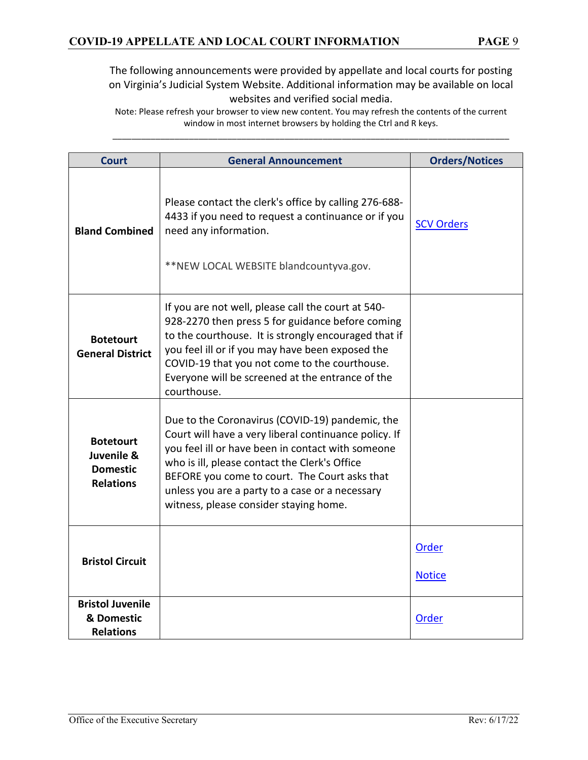The following announcements were provided by appellate and local courts for posting on Virginia's Judicial System Website. Additional information may be available on local websites and verified social media.

Note: Please refresh your browser to view new content. You may refresh the contents of the current window in most internet browsers by holding the Ctrl and R keys.

---

| Court | General Announcement | Orders/Notices |
|---|---|---|
| **Bland Combined** | Please contact the clerk's office by calling 276-688-4433 if you need to request a continuance or if you need any information. <br><br> **NEW LOCAL WEBSITE blandcountyva.gov. | SCV Orders |
| **Botetourt General District** | If you are not well, please call the court at 540-928-2270 then press 5 for guidance before coming to the courthouse. It is strongly encouraged that if you feel ill or if you may have been exposed the COVID-19 that you not come to the courthouse. Everyone will be screened at the entrance of the courthouse. | |
| **Botetourt Juvenile & Domestic Relations** | Due to the Coronavirus (COVID-19) pandemic, the Court will have a very liberal continuance policy. If you feel ill or have been in contact with someone who is ill, please contact the Clerk's Office BEFORE you come to court. The Court asks that unless you are a party to a case or a necessary witness, please consider staying home. | |
| **Bristol Circuit** | | Order <br><br> Notice |
| **Bristol Juvenile & Domestic Relations** | | Order |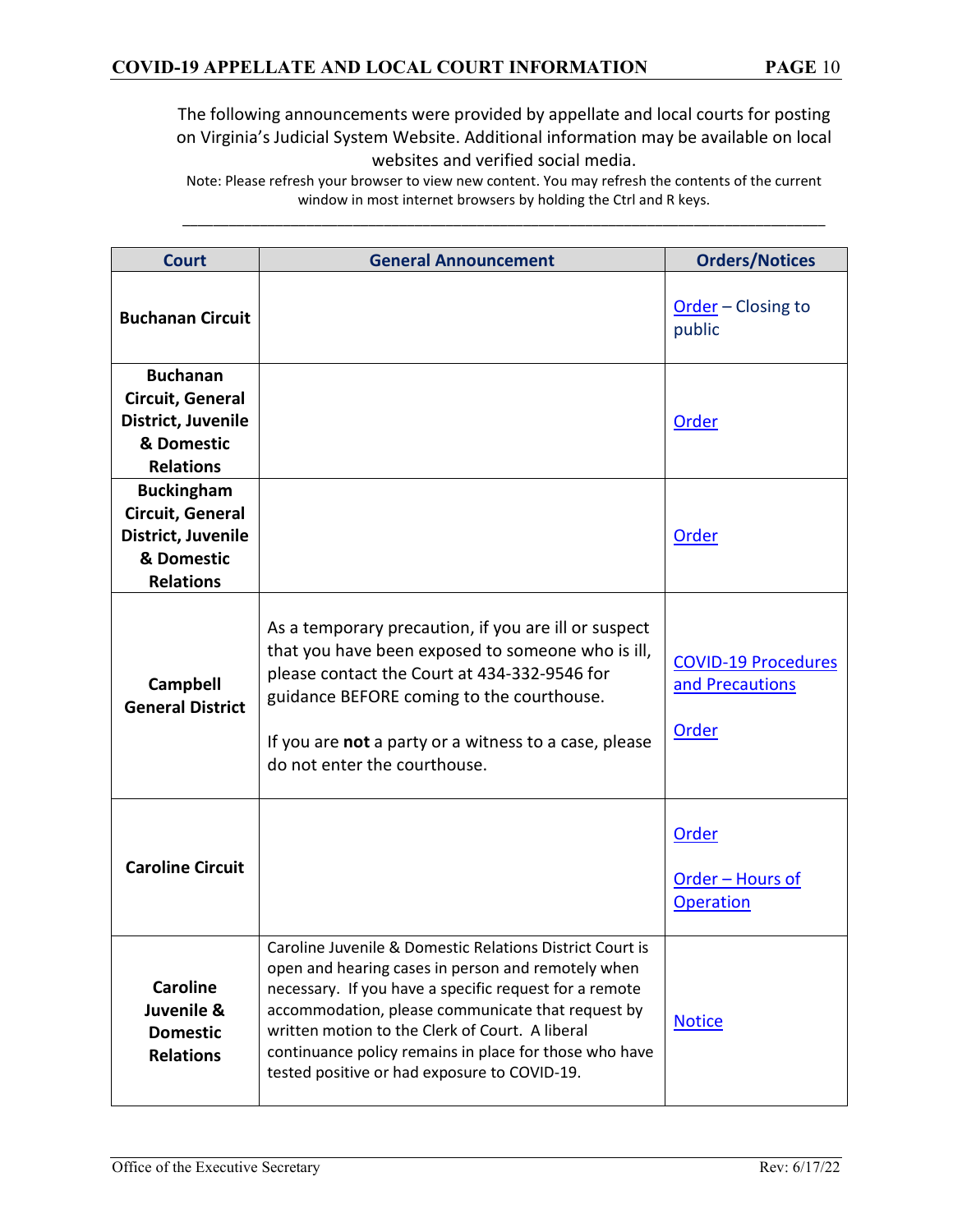The following announcements were provided by appellate and local courts for posting on Virginia's Judicial System Website. Additional information may be available on local websites and verified social media.

Note: Please refresh your browser to view new content. You may refresh the contents of the current window in most internet browsers by holding the Ctrl and R keys.

---

| Court | General Announcement | Orders/Notices |
|---|---|---|
| **Buchanan Circuit** | | Order – Closing to public |
| **Buchanan Circuit, General District, Juvenile & Domestic Relations** | | Order |
| **Buckingham Circuit, General District, Juvenile & Domestic Relations** | | Order |
| **Campbell General District** | As a temporary precaution, if you are ill or suspect that you have been exposed to someone who is ill, please contact the Court at 434-332-9546 for guidance BEFORE coming to the courthouse.<br><br>If you are **not** a party or a witness to a case, please do not enter the courthouse. | COVID-19 Procedures and Precautions<br><br>Order |
| **Caroline Circuit** | | Order<br><br>Order – Hours of Operation |
| **Caroline Juvenile & Domestic Relations** | Caroline Juvenile & Domestic Relations District Court is open and hearing cases in person and remotely when necessary. If you have a specific request for a remote accommodation, please communicate that request by written motion to the Clerk of Court. A liberal continuance policy remains in place for those who have tested positive or had exposure to COVID-19. | Notice |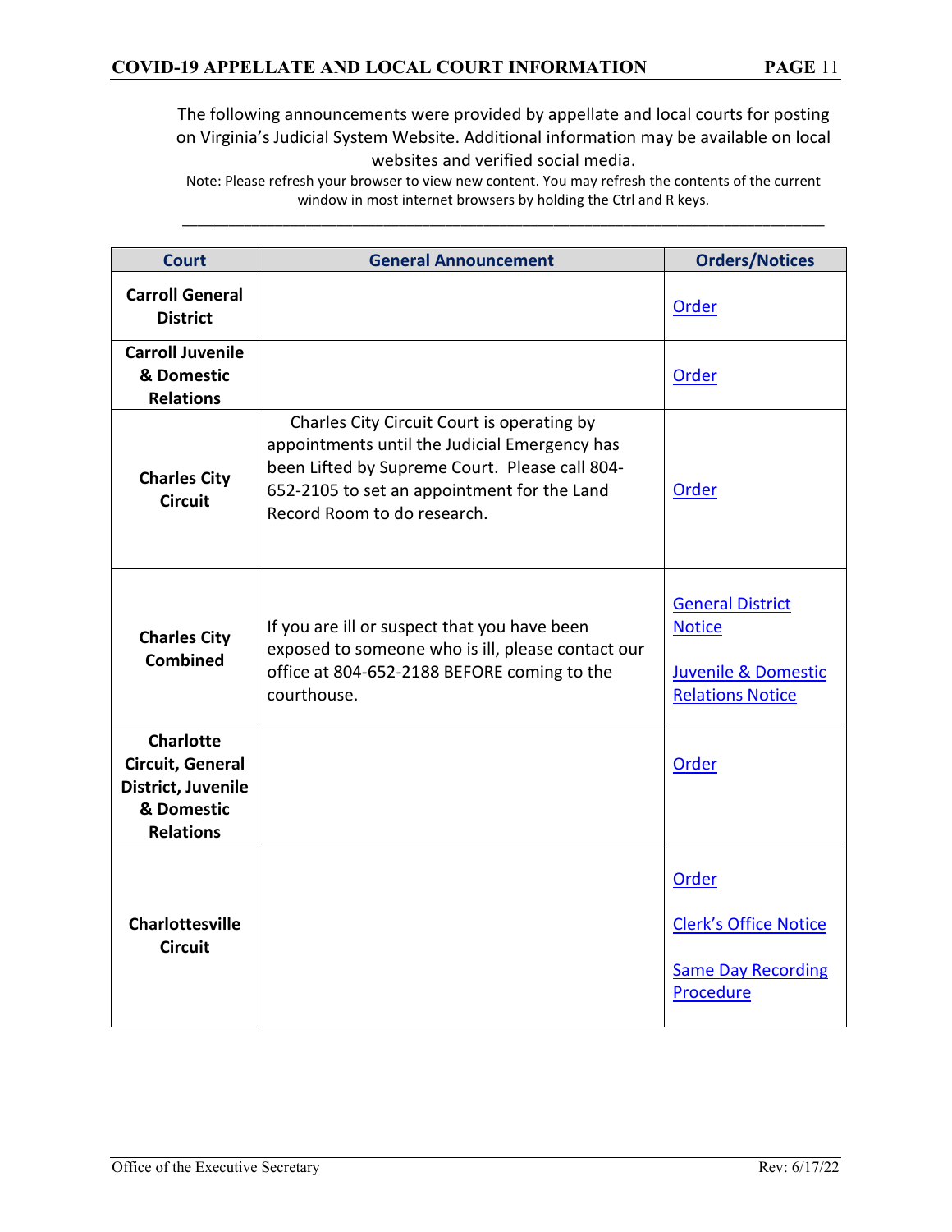The following announcements were provided by appellate and local courts for posting on Virginia's Judicial System Website. Additional information may be available on local websites and verified social media.

Note: Please refresh your browser to view new content. You may refresh the contents of the current window in most internet browsers by holding the Ctrl and R keys.

---

| Court | General Announcement | Orders/Notices |
|---|---|---|
| **Carroll General District** | | Order |
| **Carroll Juvenile & Domestic Relations** | | Order |
| **Charles City Circuit** | Charles City Circuit Court is operating by appointments until the Judicial Emergency has been Lifted by Supreme Court. Please call 804-652-2105 to set an appointment for the Land Record Room to do research. | Order |
| **Charles City Combined** | If you are ill or suspect that you have been exposed to someone who is ill, please contact our office at 804-652-2188 BEFORE coming to the courthouse. | General District Notice<br><br>Juvenile & Domestic Relations Notice |
| **Charlotte Circuit, General District, Juvenile & Domestic Relations** | | Order |
| **Charlottesville Circuit** | | Order<br><br>Clerk's Office Notice<br><br>Same Day Recording Procedure |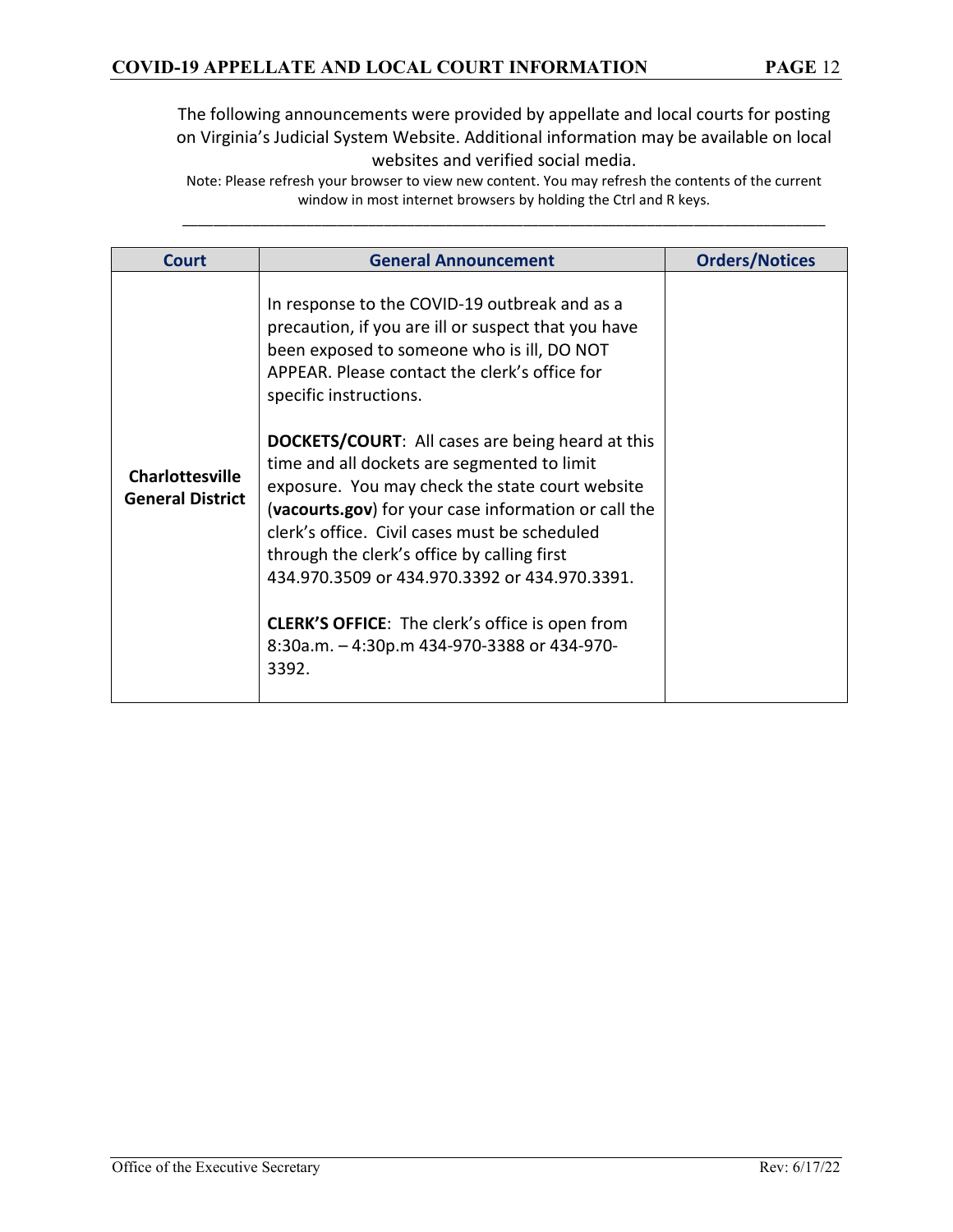The following announcements were provided by appellate and local courts for posting on Virginia's Judicial System Website. Additional information may be available on local websites and verified social media.

Note: Please refresh your browser to view new content. You may refresh the contents of the current window in most internet browsers by holding the Ctrl and R keys.

| Court | General Announcement | Orders/Notices |
|---|---|---|
| **Charlottesville General District** | In response to the COVID-19 outbreak and as a precaution, if you are ill or suspect that you have been exposed to someone who is ill, DO NOT APPEAR. Please contact the clerk's office for specific instructions.<br><br>**DOCKETS/COURT**: All cases are being heard at this time and all dockets are segmented to limit exposure. You may check the state court website (**vacourts.gov**) for your case information or call the clerk's office. Civil cases must be scheduled through the clerk's office by calling first 434.970.3509 or 434.970.3392 or 434.970.3391.<br><br>**CLERK'S OFFICE**: The clerk's office is open from 8:30a.m. – 4:30p.m 434-970-3388 or 434-970-3392. | |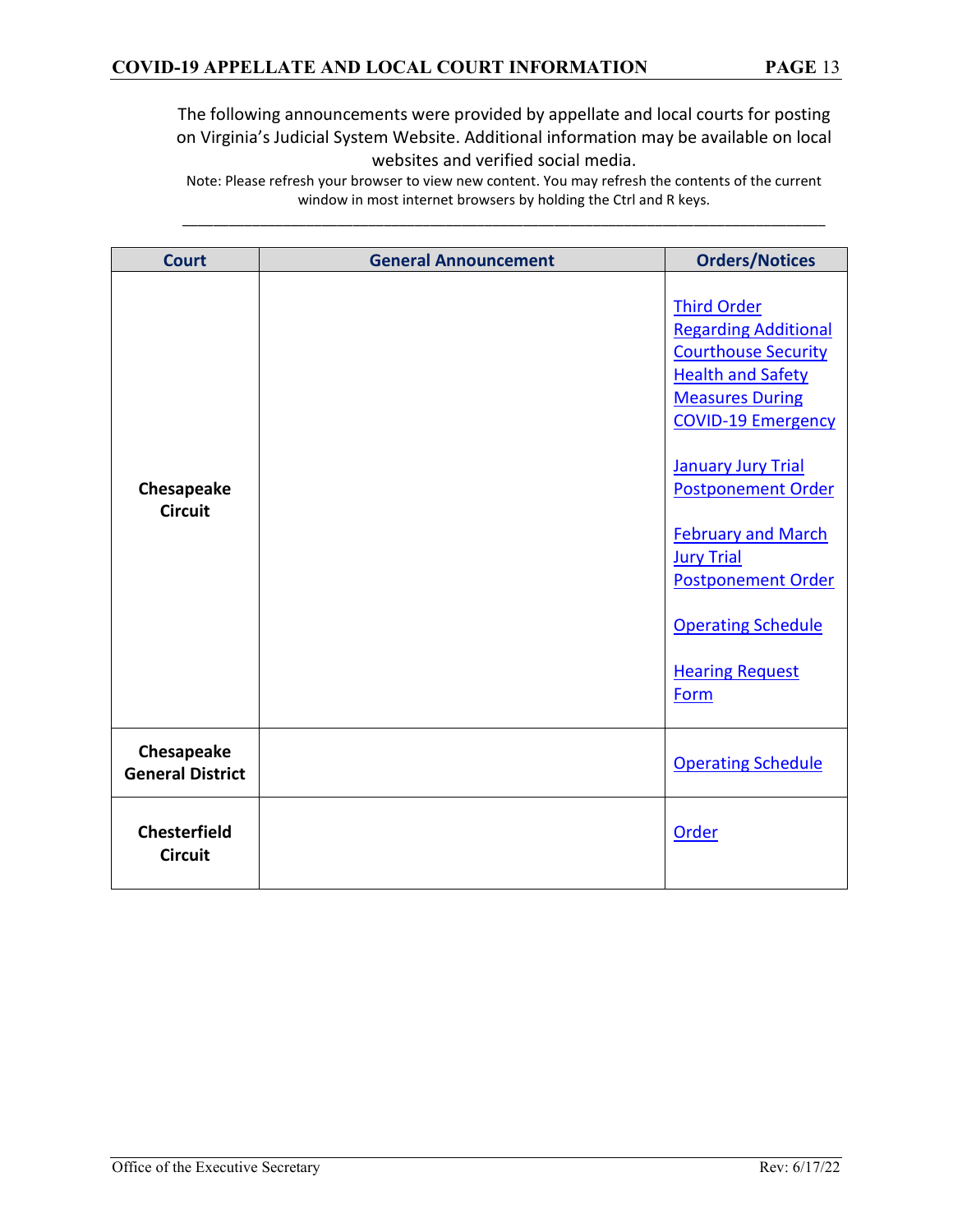The following announcements were provided by appellate and local courts for posting on Virginia's Judicial System Website. Additional information may be available on local websites and verified social media.

Note: Please refresh your browser to view new content. You may refresh the contents of the current window in most internet browsers by holding the Ctrl and R keys.

---

| Court | General Announcement | Orders/Notices |
|---|---|---|
| **Chesapeake Circuit** | | Third Order Regarding Additional Courthouse Security Health and Safety Measures During COVID-19 Emergency<br><br>January Jury Trial Postponement Order<br><br>February and March Jury Trial Postponement Order<br><br>Operating Schedule<br><br>Hearing Request Form |
| **Chesapeake General District** | | Operating Schedule |
| **Chesterfield Circuit** | | Order |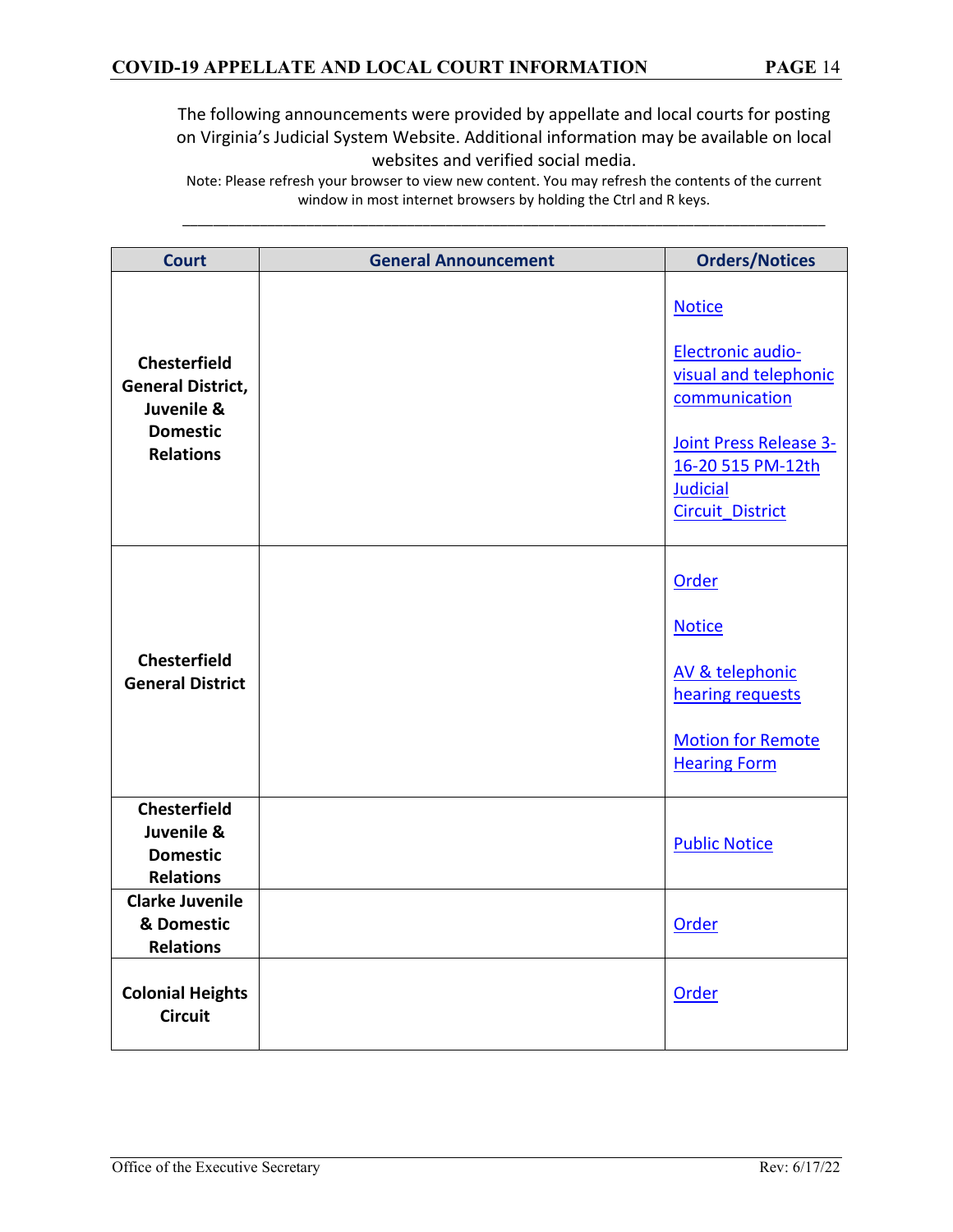The following announcements were provided by appellate and local courts for posting on Virginia's Judicial System Website. Additional information may be available on local websites and verified social media.

Note: Please refresh your browser to view new content. You may refresh the contents of the current window in most internet browsers by holding the Ctrl and R keys.

| Court | General Announcement | Orders/Notices |
|---|---|---|
| **Chesterfield General District, Juvenile & Domestic Relations** | | Notice<br><br>Electronic audio-visual and telephonic communication<br><br>Joint Press Release 3-16-20 515 PM-12th Judicial Circuit_District |
| **Chesterfield General District** | | Order<br><br>Notice<br><br>AV & telephonic hearing requests<br><br>Motion for Remote Hearing Form |
| **Chesterfield Juvenile & Domestic Relations** | | Public Notice |
| **Clarke Juvenile & Domestic Relations** | | Order |
| **Colonial Heights Circuit** | | Order |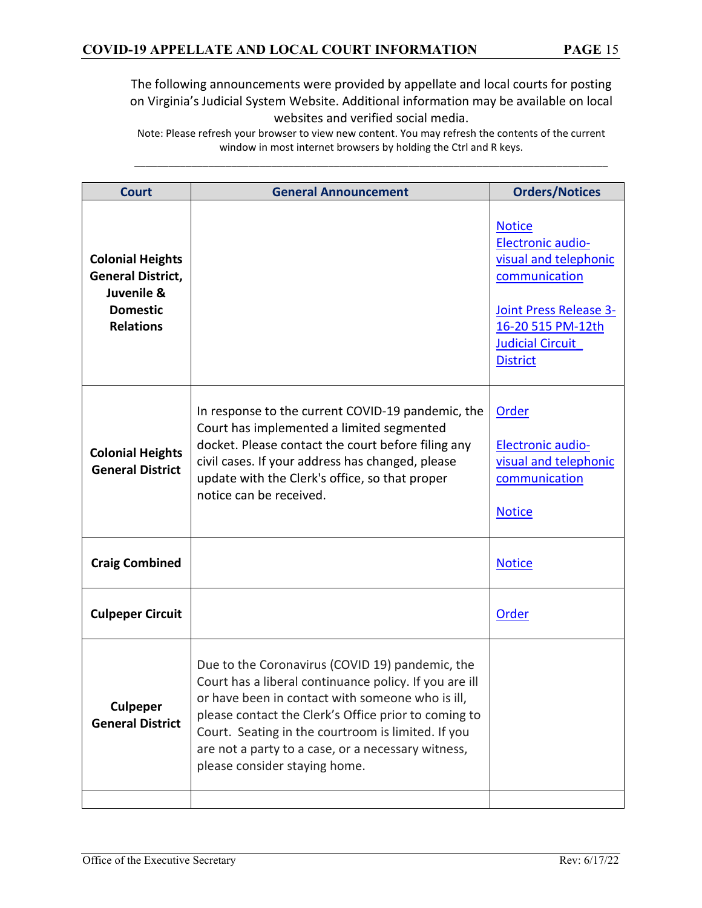The following announcements were provided by appellate and local courts for posting on Virginia's Judicial System Website. Additional information may be available on local websites and verified social media.

Note: Please refresh your browser to view new content. You may refresh the contents of the current window in most internet browsers by holding the Ctrl and R keys.

| Court | General Announcement | Orders/Notices |
|---|---|---|
| **Colonial Heights General District, Juvenile & Domestic Relations** | | Notice<br>Electronic audio-visual and telephonic communication<br><br>Joint Press Release 3-16-20 515 PM-12th Judicial Circuit District |
| **Colonial Heights General District** | In response to the current COVID-19 pandemic, the Court has implemented a limited segmented docket. Please contact the court before filing any civil cases. If your address has changed, please update with the Clerk's office, so that proper notice can be received. | Order<br><br>Electronic audio-visual and telephonic communication<br><br>Notice |
| **Craig Combined** | | Notice |
| **Culpeper Circuit** | | Order |
| **Culpeper General District** | Due to the Coronavirus (COVID 19) pandemic, the Court has a liberal continuance policy. If you are ill or have been in contact with someone who is ill, please contact the Clerk's Office prior to coming to Court. Seating in the courtroom is limited. If you are not a party to a case, or a necessary witness, please consider staying home. | |
| | | |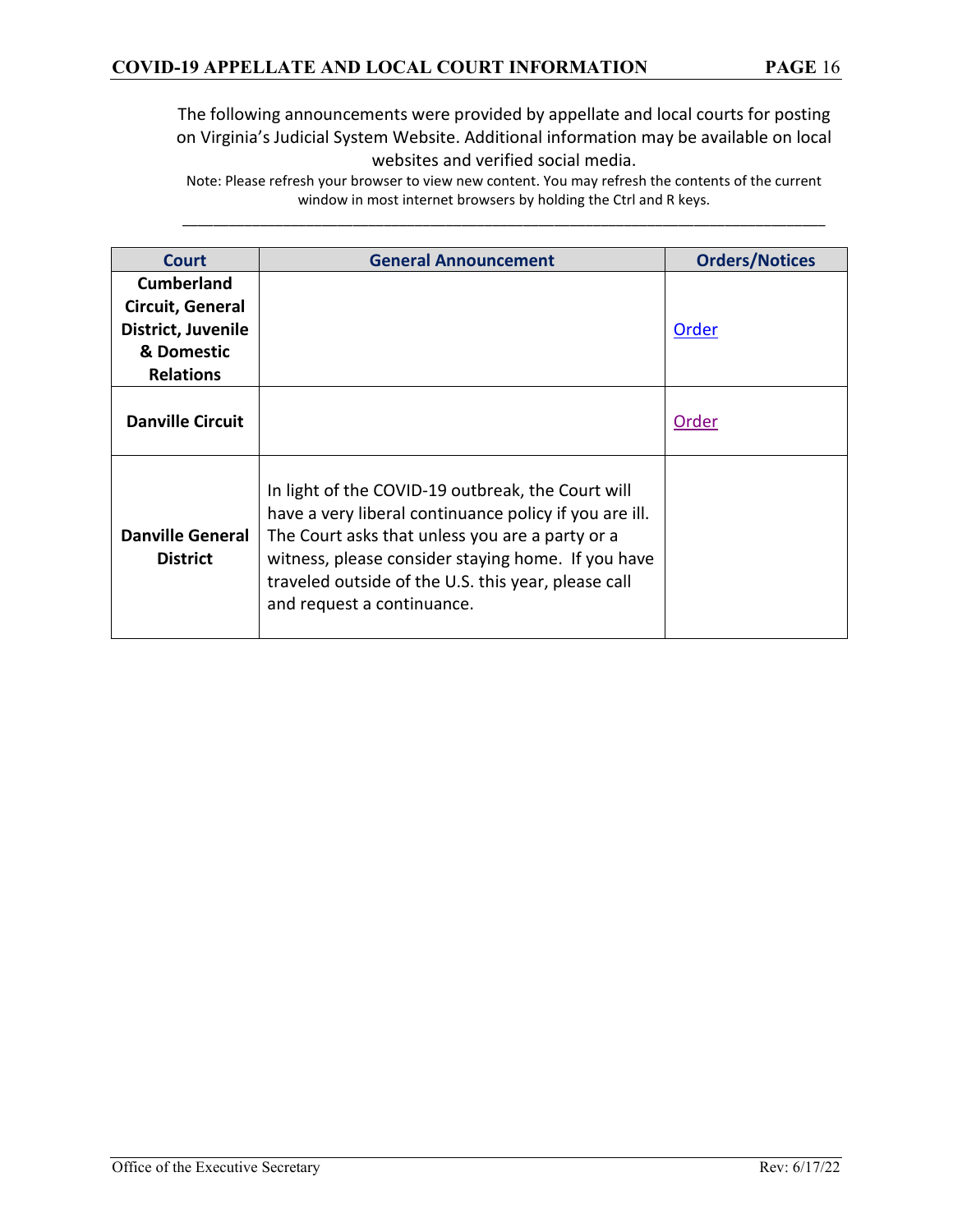The following announcements were provided by appellate and local courts for posting on Virginia's Judicial System Website. Additional information may be available on local websites and verified social media.

Note: Please refresh your browser to view new content. You may refresh the contents of the current window in most internet browsers by holding the Ctrl and R keys.

| Court | General Announcement | Orders/Notices |
|---|---|---|
| **Cumberland Circuit, General District, Juvenile & Domestic Relations** | | Order |
| **Danville Circuit** | | Order |
| **Danville General District** | In light of the COVID-19 outbreak, the Court will have a very liberal continuance policy if you are ill. The Court asks that unless you are a party or a witness, please consider staying home. If you have traveled outside of the U.S. this year, please call and request a continuance. | |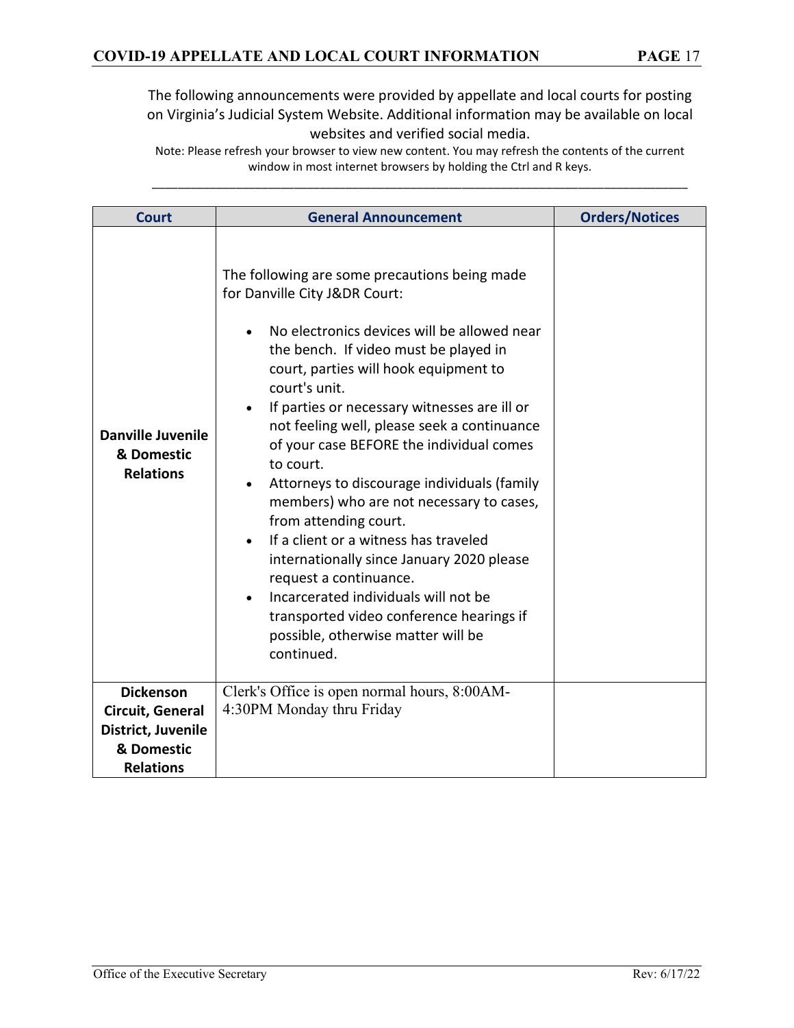The following announcements were provided by appellate and local courts for posting on Virginia's Judicial System Website. Additional information may be available on local websites and verified social media.

Note: Please refresh your browser to view new content. You may refresh the contents of the current window in most internet browsers by holding the Ctrl and R keys.

| Court | General Announcement | Orders/Notices |
|---|---|---|
| **Danville Juvenile & Domestic Relations** | The following are some precautions being made for Danville City J&DR Court:<br><br>• No electronics devices will be allowed near the bench. If video must be played in court, parties will hook equipment to court's unit.<br>• If parties or necessary witnesses are ill or not feeling well, please seek a continuance of your case BEFORE the individual comes to court.<br>• Attorneys to discourage individuals (family members) who are not necessary to cases, from attending court.<br>• If a client or a witness has traveled internationally since January 2020 please request a continuance.<br>• Incarcerated individuals will not be transported video conference hearings if possible, otherwise matter will be continued. | |
| **Dickenson Circuit, General District, Juvenile & Domestic Relations** | Clerk's Office is open normal hours, 8:00AM-4:30PM Monday thru Friday | |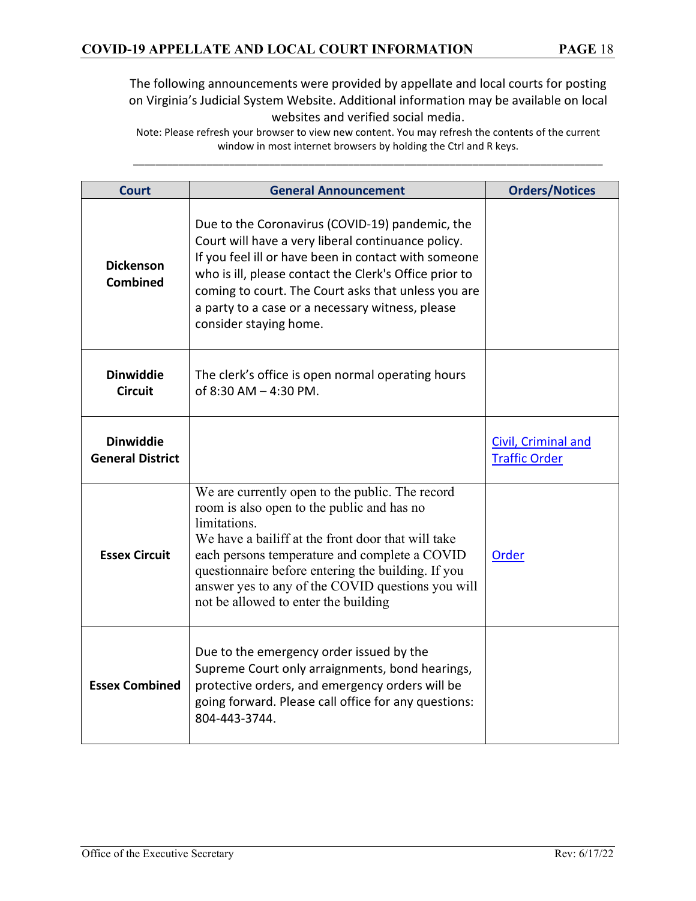The following announcements were provided by appellate and local courts for posting on Virginia's Judicial System Website. Additional information may be available on local websites and verified social media.

Note: Please refresh your browser to view new content. You may refresh the contents of the current window in most internet browsers by holding the Ctrl and R keys.

---

| Court | General Announcement | Orders/Notices |
|---|---|---|
| **Dickenson Combined** | Due to the Coronavirus (COVID-19) pandemic, the Court will have a very liberal continuance policy. If you feel ill or have been in contact with someone who is ill, please contact the Clerk's Office prior to coming to court. The Court asks that unless you are a party to a case or a necessary witness, please consider staying home. | |
| **Dinwiddie Circuit** | The clerk's office is open normal operating hours of 8:30 AM – 4:30 PM. | |
| **Dinwiddie General District** | | Civil, Criminal and Traffic Order |
| **Essex Circuit** | We are currently open to the public. The record room is also open to the public and has no limitations.<br>We have a bailiff at the front door that will take each persons temperature and complete a COVID questionnaire before entering the building. If you answer yes to any of the COVID questions you will not be allowed to enter the building | Order |
| **Essex Combined** | Due to the emergency order issued by the Supreme Court only arraignments, bond hearings, protective orders, and emergency orders will be going forward. Please call office for any questions: 804-443-3744. | |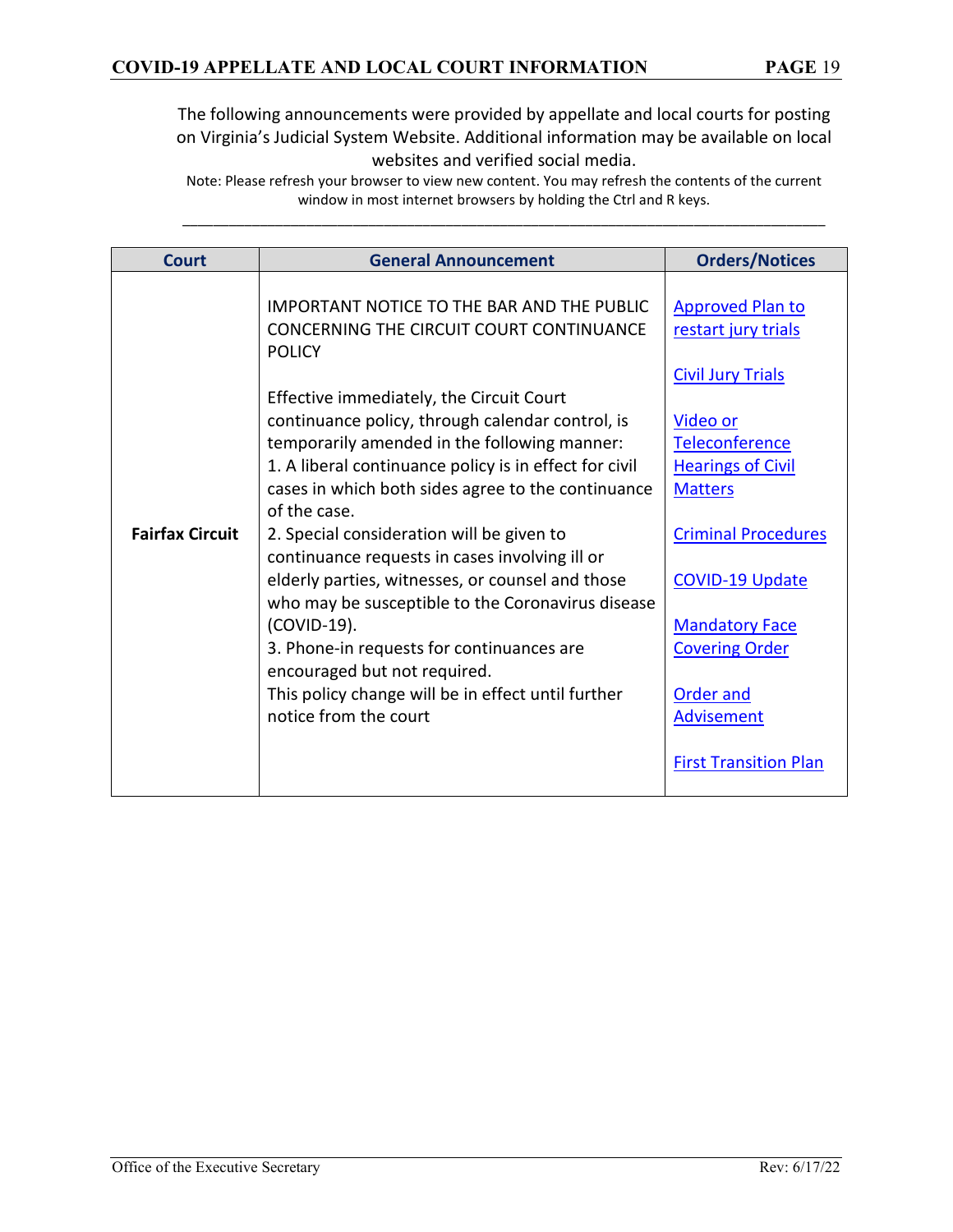The following announcements were provided by appellate and local courts for posting on Virginia's Judicial System Website. Additional information may be available on local websites and verified social media.

Note: Please refresh your browser to view new content. You may refresh the contents of the current window in most internet browsers by holding the Ctrl and R keys.

| Court | General Announcement | Orders/Notices |
|---|---|---|
| **Fairfax Circuit** | IMPORTANT NOTICE TO THE BAR AND THE PUBLIC CONCERNING THE CIRCUIT COURT CONTINUANCE POLICY<br><br>Effective immediately, the Circuit Court continuance policy, through calendar control, is temporarily amended in the following manner:<br>1. A liberal continuance policy is in effect for civil cases in which both sides agree to the continuance of the case.<br>2. Special consideration will be given to continuance requests in cases involving ill or elderly parties, witnesses, or counsel and those who may be susceptible to the Coronavirus disease (COVID-19).<br>3. Phone-in requests for continuances are encouraged but not required.<br>This policy change will be in effect until further notice from the court | Approved Plan to restart jury trials<br><br>Civil Jury Trials<br><br>Video or Teleconference Hearings of Civil Matters<br><br>Criminal Procedures<br><br>COVID-19 Update<br><br>Mandatory Face Covering Order<br><br>Order and Advisement<br><br>First Transition Plan |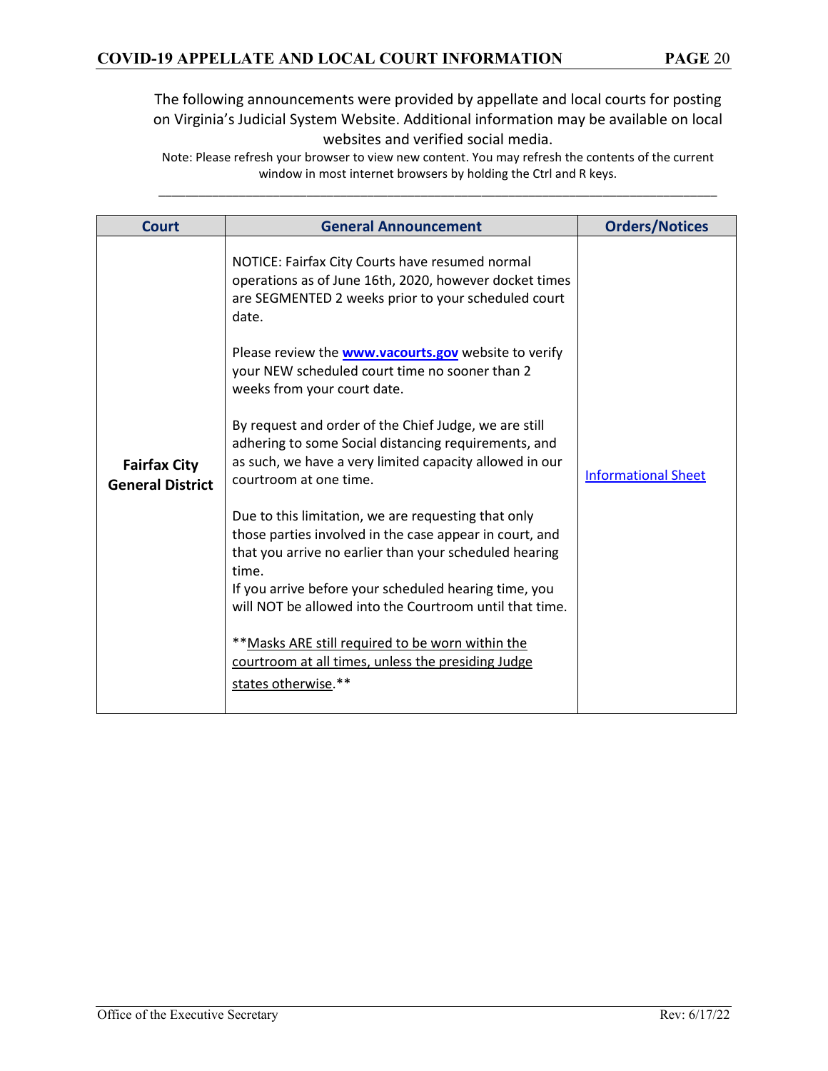The following announcements were provided by appellate and local courts for posting on Virginia's Judicial System Website. Additional information may be available on local websites and verified social media.

Note: Please refresh your browser to view new content. You may refresh the contents of the current window in most internet browsers by holding the Ctrl and R keys.

| Court | General Announcement | Orders/Notices |
|---|---|---|
| **Fairfax City General District** | NOTICE: Fairfax City Courts have resumed normal operations as of June 16th, 2020, however docket times are SEGMENTED 2 weeks prior to your scheduled court date.<br><br>Please review the **www.vacourts.gov** website to verify your NEW scheduled court time no sooner than 2 weeks from your court date.<br><br>By request and order of the Chief Judge, we are still adhering to some Social distancing requirements, and as such, we have a very limited capacity allowed in our courtroom at one time.<br><br>Due to this limitation, we are requesting that only those parties involved in the case appear in court, and that you arrive no earlier than your scheduled hearing time.<br>If you arrive before your scheduled hearing time, you will NOT be allowed into the Courtroom until that time.<br><br>**Masks ARE still required to be worn within the courtroom at all times, unless the presiding Judge states otherwise.** | Informational Sheet |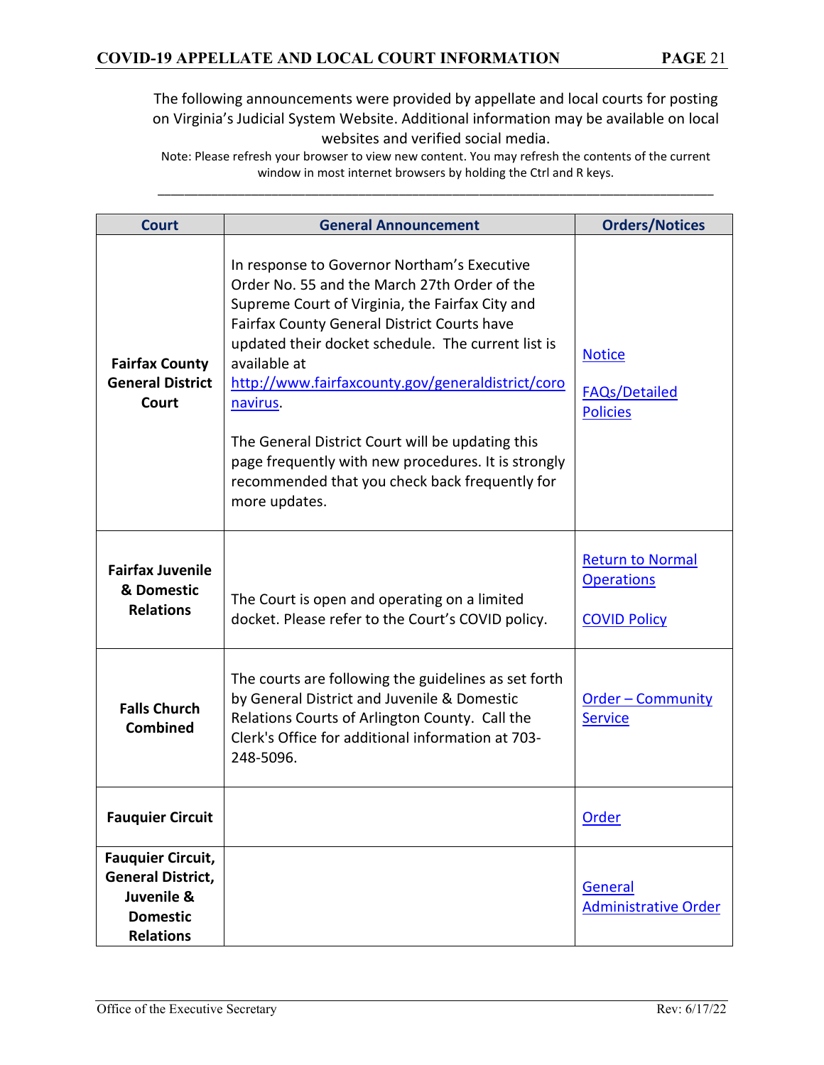The following announcements were provided by appellate and local courts for posting on Virginia's Judicial System Website. Additional information may be available on local websites and verified social media.

Note: Please refresh your browser to view new content. You may refresh the contents of the current window in most internet browsers by holding the Ctrl and R keys.

---

| Court | General Announcement | Orders/Notices |
|---|---|---|
| **Fairfax County General District Court** | In response to Governor Northam's Executive Order No. 55 and the March 27th Order of the Supreme Court of Virginia, the Fairfax City and Fairfax County General District Courts have updated their docket schedule. The current list is available at http://www.fairfaxcounty.gov/generaldistrict/coronavirus.<br><br>The General District Court will be updating this page frequently with new procedures. It is strongly recommended that you check back frequently for more updates. | Notice<br><br>FAQs/Detailed Policies |
| **Fairfax Juvenile & Domestic Relations** | The Court is open and operating on a limited docket. Please refer to the Court's COVID policy. | Return to Normal Operations<br><br>COVID Policy |
| **Falls Church Combined** | The courts are following the guidelines as set forth by General District and Juvenile & Domestic Relations Courts of Arlington County. Call the Clerk's Office for additional information at 703-248-5096. | Order – Community Service |
| **Fauquier Circuit** | | Order |
| **Fauquier Circuit, General District, Juvenile & Domestic Relations** | | General Administrative Order |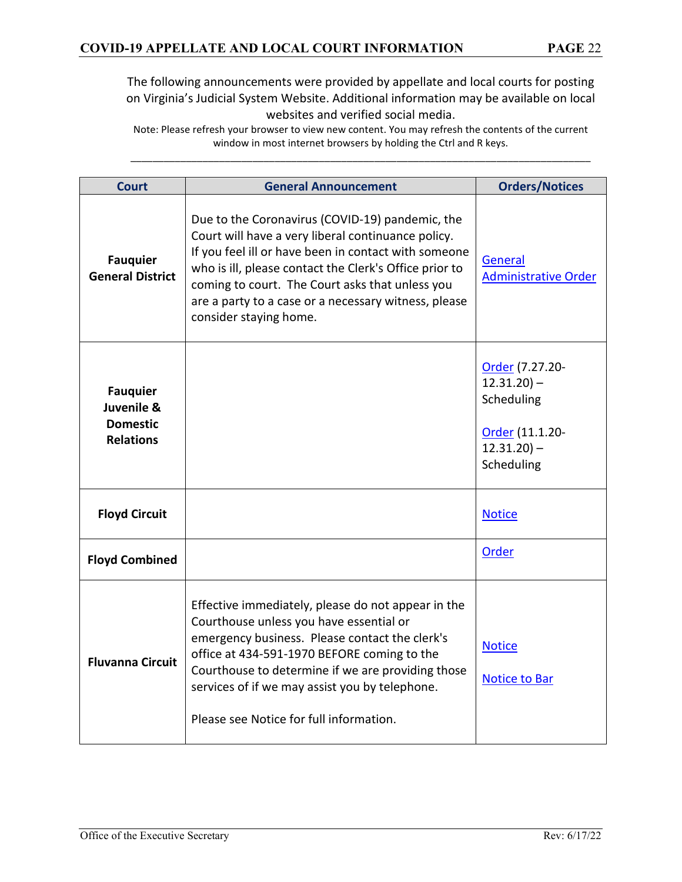The following announcements were provided by appellate and local courts for posting on Virginia's Judicial System Website. Additional information may be available on local websites and verified social media.

Note: Please refresh your browser to view new content. You may refresh the contents of the current window in most internet browsers by holding the Ctrl and R keys.

---

| Court | General Announcement | Orders/Notices |
|---|---|---|
| **Fauquier General District** | Due to the Coronavirus (COVID-19) pandemic, the Court will have a very liberal continuance policy. If you feel ill or have been in contact with someone who is ill, please contact the Clerk's Office prior to coming to court. The Court asks that unless you are a party to a case or a necessary witness, please consider staying home. | General Administrative Order |
| **Fauquier Juvenile & Domestic Relations** | | Order (7.27.20-12.31.20) – Scheduling<br><br>Order (11.1.20-12.31.20) – Scheduling |
| **Floyd Circuit** | | Notice |
| **Floyd Combined** | | Order |
| **Fluvanna Circuit** | Effective immediately, please do not appear in the Courthouse unless you have essential or emergency business. Please contact the clerk's office at 434-591-1970 BEFORE coming to the Courthouse to determine if we are providing those services of if we may assist you by telephone.<br><br>Please see Notice for full information. | Notice<br><br>Notice to Bar |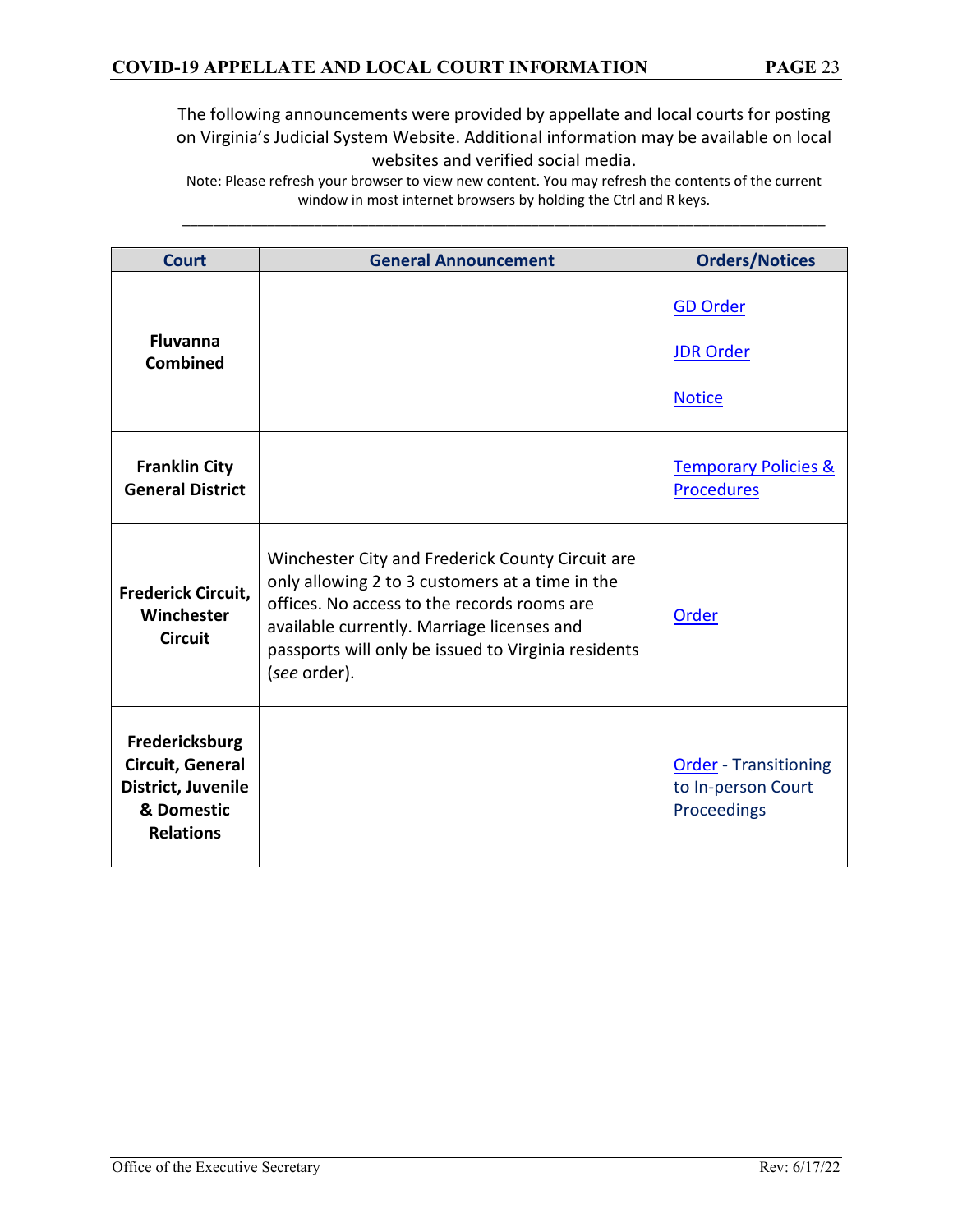The following announcements were provided by appellate and local courts for posting on Virginia's Judicial System Website. Additional information may be available on local websites and verified social media.

Note: Please refresh your browser to view new content. You may refresh the contents of the current window in most internet browsers by holding the Ctrl and R keys.

| Court | General Announcement | Orders/Notices |
| --- | --- | --- |
| **Fluvanna Combined** | | GD Order<br><br>JDR Order<br><br>Notice |
| **Franklin City General District** | | Temporary Policies & Procedures |
| **Frederick Circuit, Winchester Circuit** | Winchester City and Frederick County Circuit are only allowing 2 to 3 customers at a time in the offices. No access to the records rooms are available currently. Marriage licenses and passports will only be issued to Virginia residents (*see* order). | Order |
| **Fredericksburg Circuit, General District, Juvenile & Domestic Relations** | | Order - Transitioning to In-person Court Proceedings |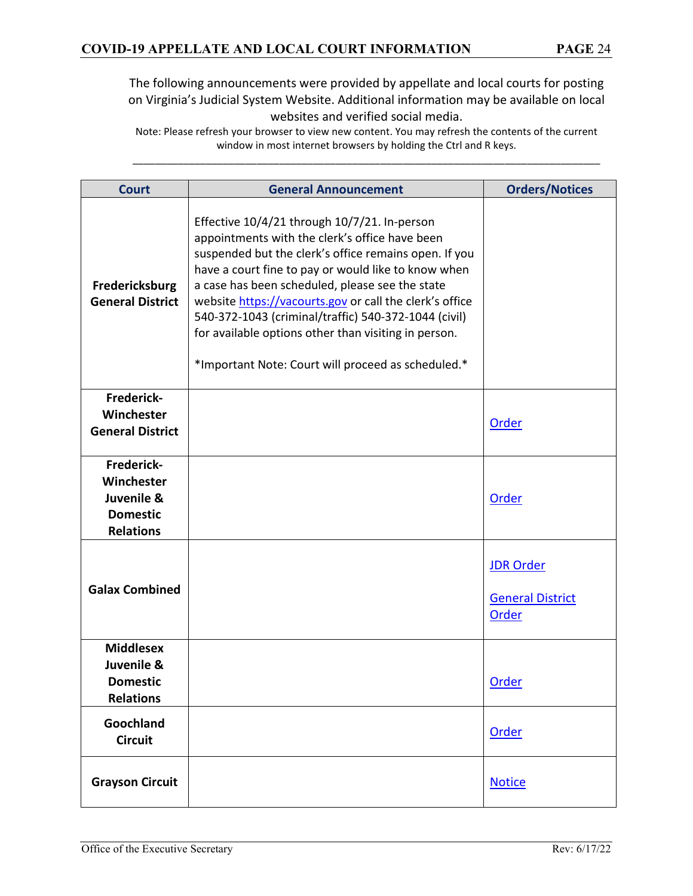The following announcements were provided by appellate and local courts for posting on Virginia's Judicial System Website. Additional information may be available on local websites and verified social media.

Note: Please refresh your browser to view new content. You may refresh the contents of the current window in most internet browsers by holding the Ctrl and R keys.

| Court | General Announcement | Orders/Notices |
|---|---|---|
| **Fredericksburg General District** | Effective 10/4/21 through 10/7/21. In-person appointments with the clerk's office have been suspended but the clerk's office remains open. If you have a court fine to pay or would like to know when a case has been scheduled, please see the state website https://vacourts.gov or call the clerk's office 540-372-1043 (criminal/traffic) 540-372-1044 (civil) for available options other than visiting in person.<br><br>*Important Note: Court will proceed as scheduled.* | |
| **Frederick-Winchester General District** | | Order |
| **Frederick-Winchester Juvenile & Domestic Relations** | | Order |
| **Galax Combined** | | JDR Order<br><br>General District Order |
| **Middlesex Juvenile & Domestic Relations** | | Order |
| **Goochland Circuit** | | Order |
| **Grayson Circuit** | | Notice |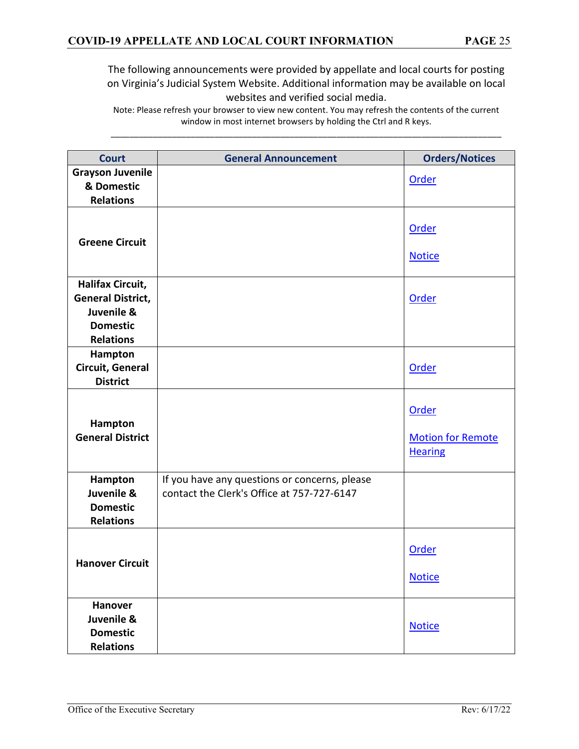The following announcements were provided by appellate and local courts for posting on Virginia's Judicial System Website. Additional information may be available on local websites and verified social media.

Note: Please refresh your browser to view new content. You may refresh the contents of the current window in most internet browsers by holding the Ctrl and R keys.

| Court | General Announcement | Orders/Notices |
|---|---|---|
| **Grayson Juvenile & Domestic Relations** | | Order |
| **Greene Circuit** | | Order<br><br>Notice |
| **Halifax Circuit, General District, Juvenile & Domestic Relations** | | Order |
| **Hampton Circuit, General District** | | Order |
| **Hampton General District** | | Order<br><br>Motion for Remote Hearing |
| **Hampton Juvenile & Domestic Relations** | If you have any questions or concerns, please contact the Clerk's Office at 757-727-6147 | |
| **Hanover Circuit** | | Order<br><br>Notice |
| **Hanover Juvenile & Domestic Relations** | | Notice |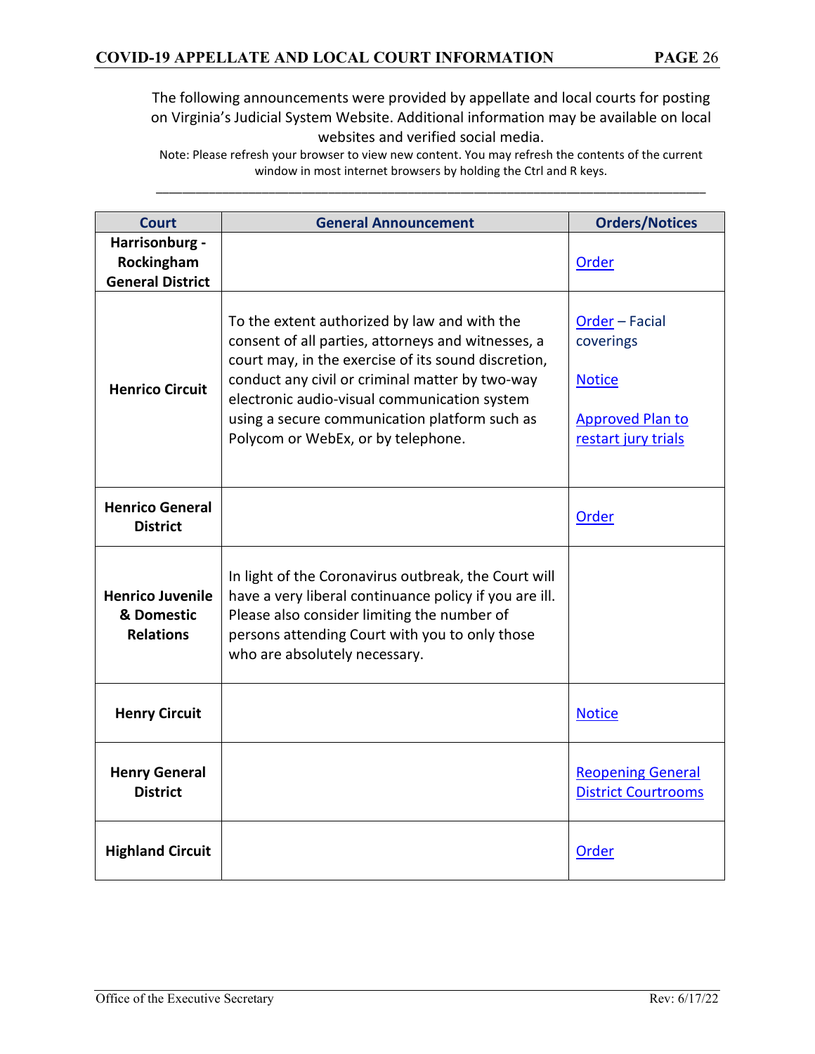The following announcements were provided by appellate and local courts for posting on Virginia's Judicial System Website. Additional information may be available on local websites and verified social media.

Note: Please refresh your browser to view new content. You may refresh the contents of the current window in most internet browsers by holding the Ctrl and R keys.

---

| Court | General Announcement | Orders/Notices |
|---|---|---|
| **Harrisonburg - Rockingham General District** | | Order |
| **Henrico Circuit** | To the extent authorized by law and with the consent of all parties, attorneys and witnesses, a court may, in the exercise of its sound discretion, conduct any civil or criminal matter by two-way electronic audio-visual communication system using a secure communication platform such as Polycom or WebEx, or by telephone. | Order – Facial coverings<br><br>Notice<br><br>Approved Plan to restart jury trials |
| **Henrico General District** | | Order |
| **Henrico Juvenile & Domestic Relations** | In light of the Coronavirus outbreak, the Court will have a very liberal continuance policy if you are ill. Please also consider limiting the number of persons attending Court with you to only those who are absolutely necessary. | |
| **Henry Circuit** | | Notice |
| **Henry General District** | | Reopening General District Courtrooms |
| **Highland Circuit** | | Order |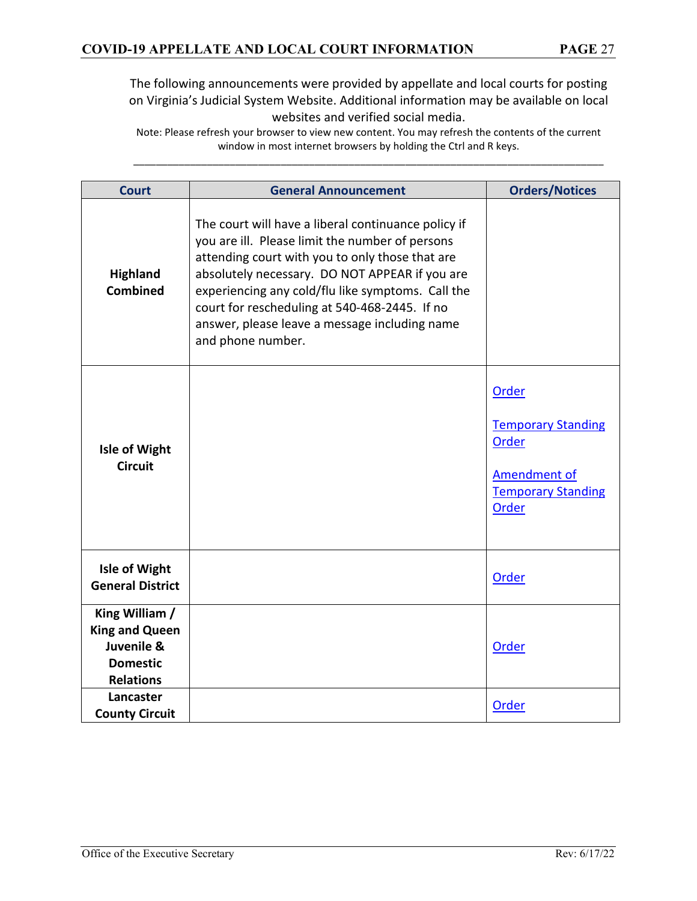The following announcements were provided by appellate and local courts for posting on Virginia's Judicial System Website. Additional information may be available on local websites and verified social media.

Note: Please refresh your browser to view new content. You may refresh the contents of the current window in most internet browsers by holding the Ctrl and R keys.

---

| Court | General Announcement | Orders/Notices |
|---|---|---|
| **Highland Combined** | The court will have a liberal continuance policy if you are ill. Please limit the number of persons attending court with you to only those that are absolutely necessary. DO NOT APPEAR if you are experiencing any cold/flu like symptoms. Call the court for rescheduling at 540-468-2445. If no answer, please leave a message including name and phone number. | |
| **Isle of Wight Circuit** | | Order<br><br>Temporary Standing Order<br><br>Amendment of Temporary Standing Order |
| **Isle of Wight General District** | | Order |
| **King William / King and Queen Juvenile & Domestic Relations** | | Order |
| **Lancaster County Circuit** | | Order |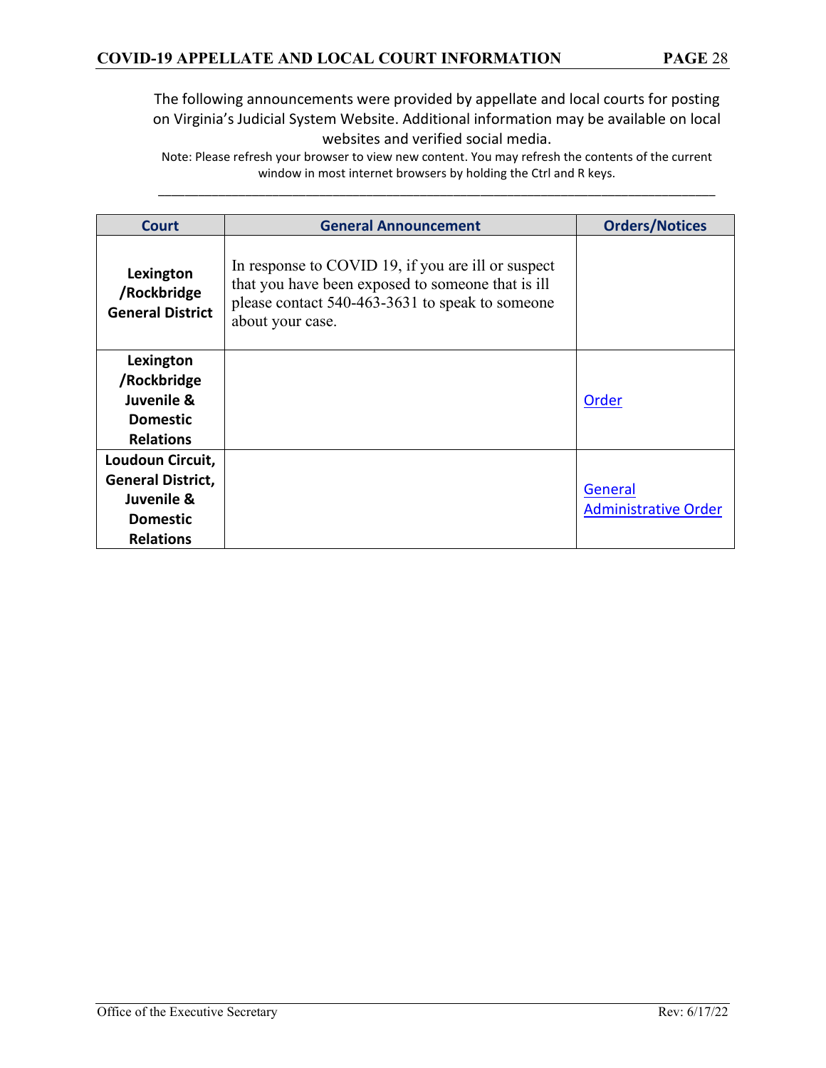The following announcements were provided by appellate and local courts for posting on Virginia's Judicial System Website. Additional information may be available on local websites and verified social media.

Note: Please refresh your browser to view new content. You may refresh the contents of the current window in most internet browsers by holding the Ctrl and R keys.

| Court | General Announcement | Orders/Notices |
| --- | --- | --- |
| **Lexington /Rockbridge General District** | In response to COVID 19, if you are ill or suspect that you have been exposed to someone that is ill please contact 540-463-3631 to speak to someone about your case. | |
| **Lexington /Rockbridge Juvenile & Domestic Relations** | | Order |
| **Loudoun Circuit, General District, Juvenile & Domestic Relations** | | General Administrative Order |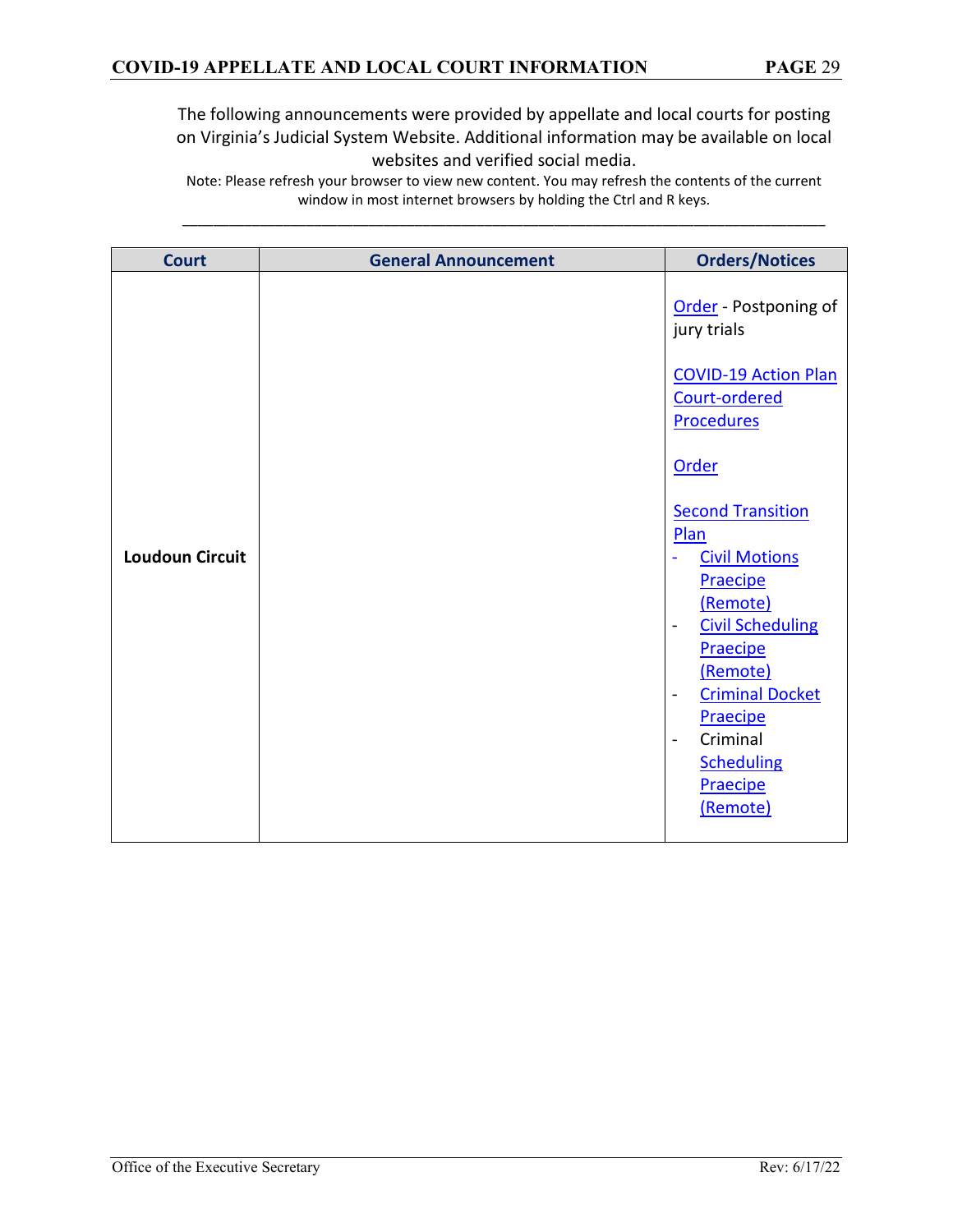The following announcements were provided by appellate and local courts for posting on Virginia's Judicial System Website. Additional information may be available on local websites and verified social media.

Note: Please refresh your browser to view new content. You may refresh the contents of the current window in most internet browsers by holding the Ctrl and R keys.

| Court | General Announcement | Orders/Notices |
|---|---|---|
| **Loudoun Circuit** | | Order - Postponing of jury trials<br><br>COVID-19 Action Plan Court-ordered Procedures<br><br>Order<br><br>Second Transition Plan<br>- Civil Motions Praecipe (Remote)<br>- Civil Scheduling Praecipe (Remote)<br>- Criminal Docket Praecipe<br>- Criminal Scheduling Praecipe (Remote) |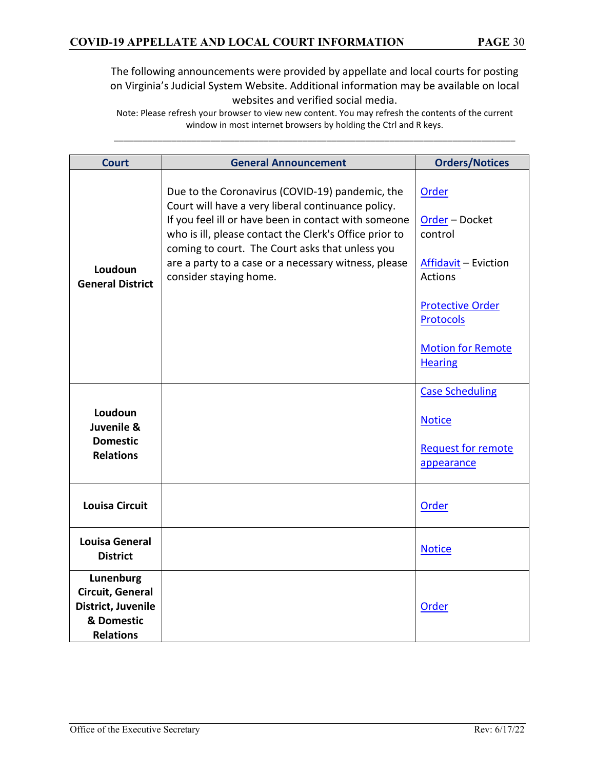The following announcements were provided by appellate and local courts for posting on Virginia's Judicial System Website. Additional information may be available on local websites and verified social media.

Note: Please refresh your browser to view new content. You may refresh the contents of the current window in most internet browsers by holding the Ctrl and R keys.

| Court | General Announcement | Orders/Notices |
|---|---|---|
| **Loudoun General District** | Due to the Coronavirus (COVID-19) pandemic, the Court will have a very liberal continuance policy. If you feel ill or have been in contact with someone who is ill, please contact the Clerk's Office prior to coming to court. The Court asks that unless you are a party to a case or a necessary witness, please consider staying home. | Order<br><br>Order – Docket control<br><br>Affidavit – Eviction Actions<br><br>Protective Order Protocols<br><br>Motion for Remote Hearing |
| **Loudoun Juvenile & Domestic Relations** | | Case Scheduling<br><br>Notice<br><br>Request for remote appearance |
| **Louisa Circuit** | | Order |
| **Louisa General District** | | Notice |
| **Lunenburg Circuit, General District, Juvenile & Domestic Relations** | | Order |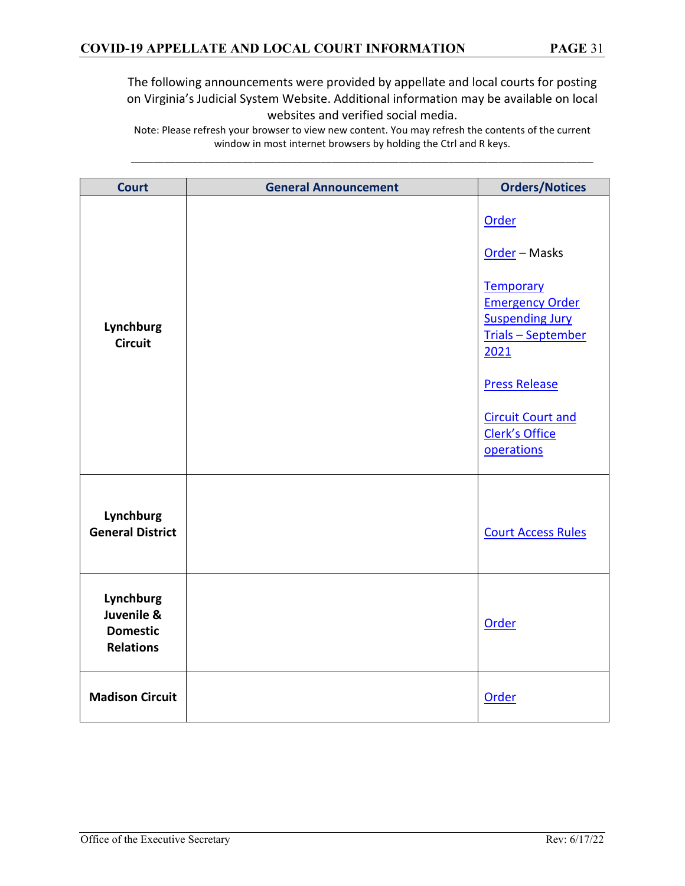The following announcements were provided by appellate and local courts for posting on Virginia's Judicial System Website. Additional information may be available on local websites and verified social media.

Note: Please refresh your browser to view new content. You may refresh the contents of the current window in most internet browsers by holding the Ctrl and R keys.

| Court | General Announcement | Orders/Notices |
|---|---|---|
| **Lynchburg Circuit** | | Order<br><br>Order – Masks<br><br>Temporary Emergency Order Suspending Jury Trials – September 2021<br><br>Press Release<br><br>Circuit Court and Clerk's Office operations |
| **Lynchburg General District** | | Court Access Rules |
| **Lynchburg Juvenile & Domestic Relations** | | Order |
| **Madison Circuit** | | Order |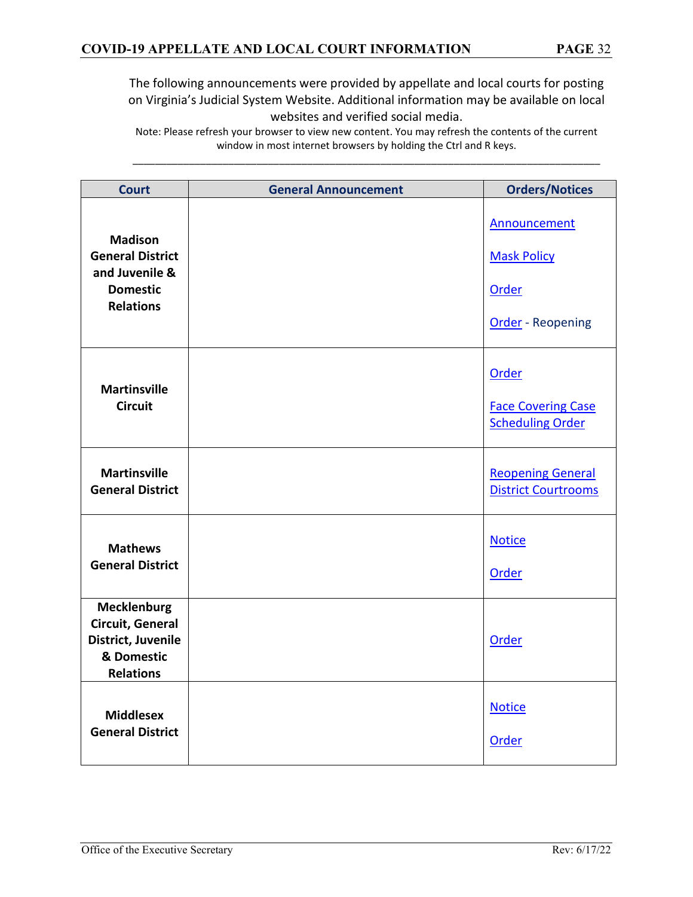The following announcements were provided by appellate and local courts for posting on Virginia's Judicial System Website. Additional information may be available on local websites and verified social media.

Note: Please refresh your browser to view new content. You may refresh the contents of the current window in most internet browsers by holding the Ctrl and R keys.

---

| Court | General Announcement | Orders/Notices |
|---|---|---|
| **Madison General District and Juvenile & Domestic Relations** | | Announcement<br><br>Mask Policy<br><br>Order<br><br>Order - Reopening |
| **Martinsville Circuit** | | Order<br><br>Face Covering Case Scheduling Order |
| **Martinsville General District** | | Reopening General District Courtrooms |
| **Mathews General District** | | Notice<br><br>Order |
| **Mecklenburg Circuit, General District, Juvenile & Domestic Relations** | | Order |
| **Middlesex General District** | | Notice<br><br>Order |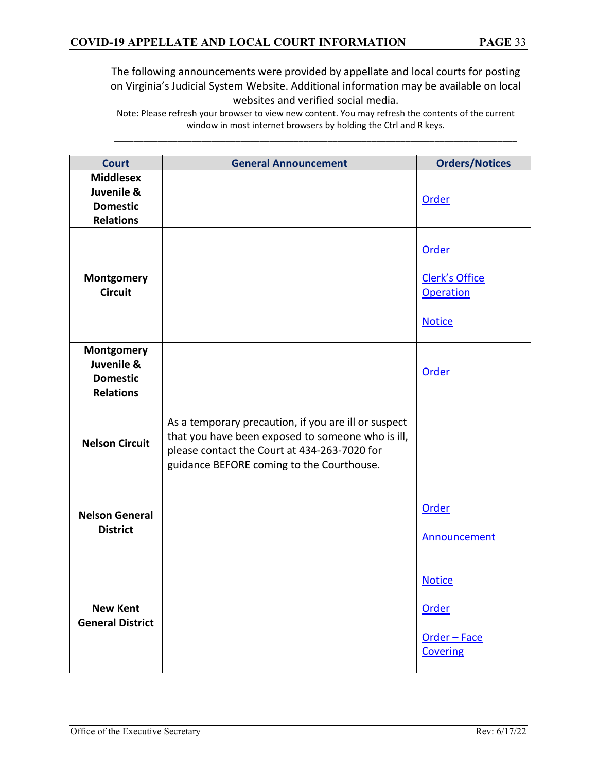The following announcements were provided by appellate and local courts for posting on Virginia's Judicial System Website. Additional information may be available on local websites and verified social media.

Note: Please refresh your browser to view new content. You may refresh the contents of the current window in most internet browsers by holding the Ctrl and R keys.

| Court | General Announcement | Orders/Notices |
|---|---|---|
| Middlesex Juvenile & Domestic Relations | | Order |
| Montgomery Circuit | | Order<br><br>Clerk's Office Operation<br><br>Notice |
| Montgomery Juvenile & Domestic Relations | | Order |
| Nelson Circuit | As a temporary precaution, if you are ill or suspect that you have been exposed to someone who is ill, please contact the Court at 434-263-7020 for guidance BEFORE coming to the Courthouse. | |
| Nelson General District | | Order<br><br>Announcement |
| New Kent General District | | Notice<br><br>Order<br><br>Order – Face Covering |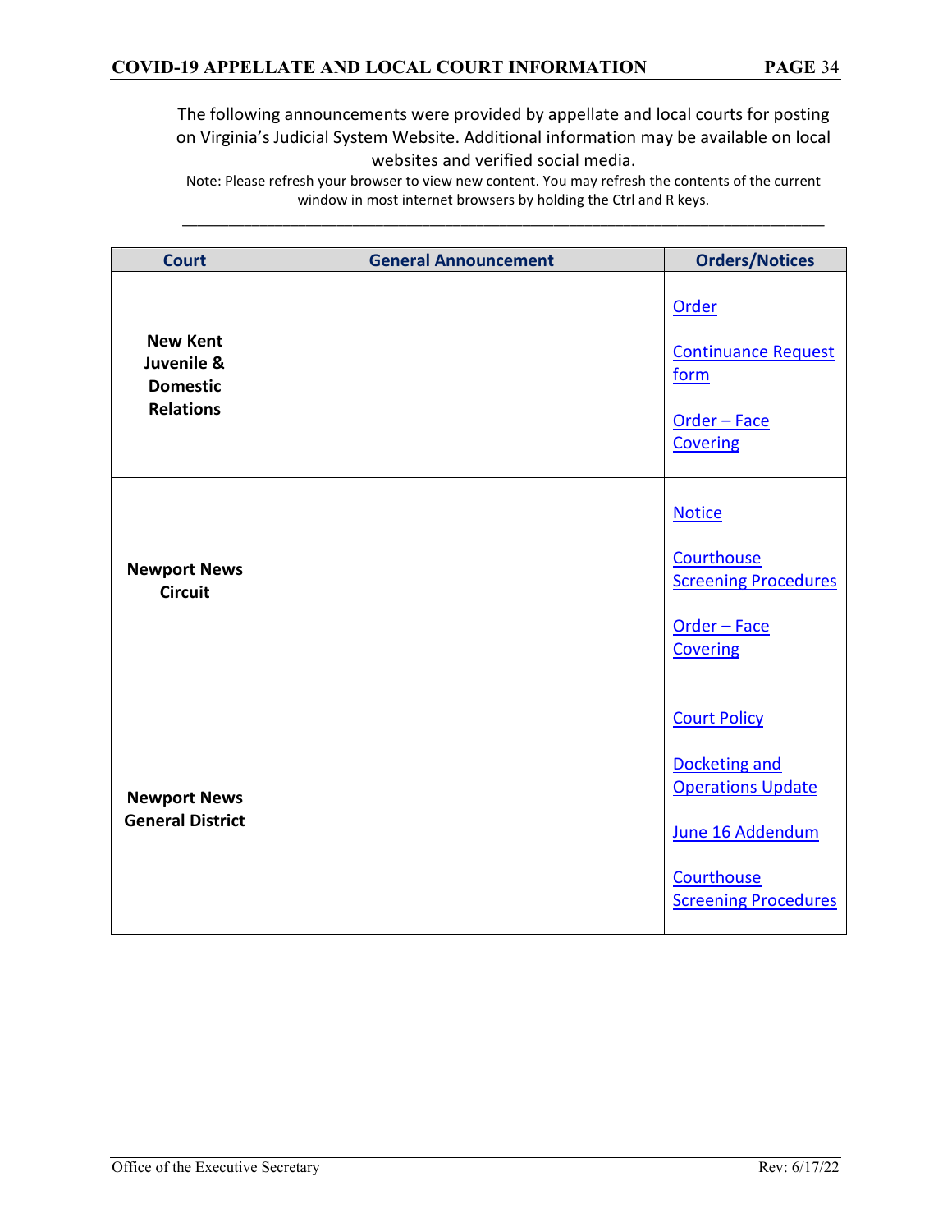The following announcements were provided by appellate and local courts for posting on Virginia's Judicial System Website. Additional information may be available on local websites and verified social media.

Note: Please refresh your browser to view new content. You may refresh the contents of the current window in most internet browsers by holding the Ctrl and R keys.

| Court | General Announcement | Orders/Notices |
|---|---|---|
| **New Kent Juvenile & Domestic Relations** | | Order<br><br>Continuance Request form<br><br>Order – Face Covering |
| **Newport News Circuit** | | Notice<br><br>Courthouse Screening Procedures<br><br>Order – Face Covering |
| **Newport News General District** | | Court Policy<br><br>Docketing and Operations Update<br><br>June 16 Addendum<br><br>Courthouse Screening Procedures |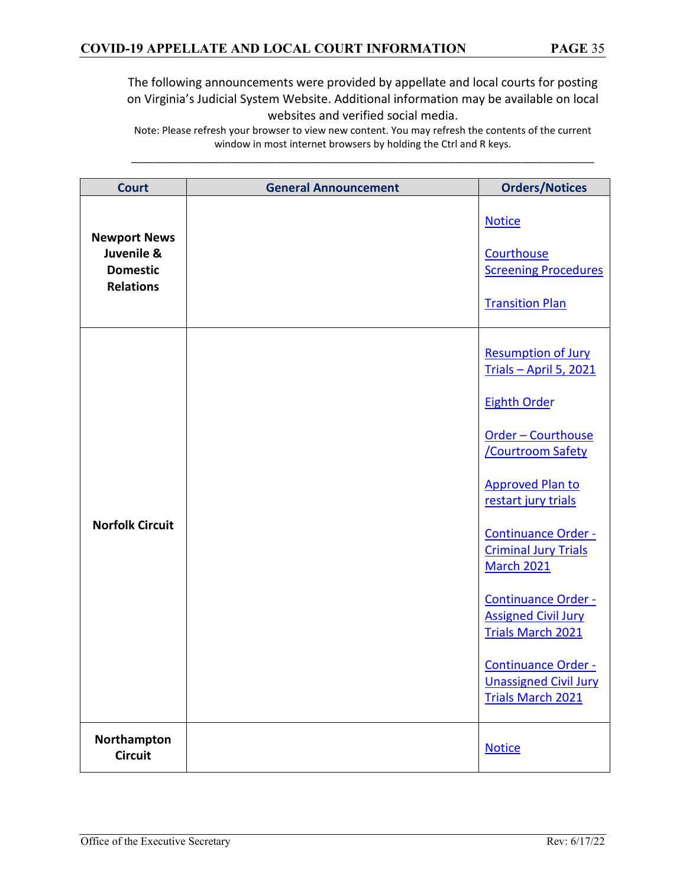The following announcements were provided by appellate and local courts for posting on Virginia's Judicial System Website. Additional information may be available on local websites and verified social media.

Note: Please refresh your browser to view new content. You may refresh the contents of the current window in most internet browsers by holding the Ctrl and R keys.

| Court | General Announcement | Orders/Notices |
|---|---|---|
| **Newport News Juvenile & Domestic Relations** | | Notice<br><br>Courthouse Screening Procedures<br><br>Transition Plan |
| **Norfolk Circuit** | | Resumption of Jury Trials – April 5, 2021<br><br>Eighth Order<br><br>Order – Courthouse /Courtroom Safety<br><br>Approved Plan to restart jury trials<br><br>Continuance Order - Criminal Jury Trials March 2021<br><br>Continuance Order - Assigned Civil Jury Trials March 2021<br><br>Continuance Order - Unassigned Civil Jury Trials March 2021 |
| **Northampton Circuit** | | Notice |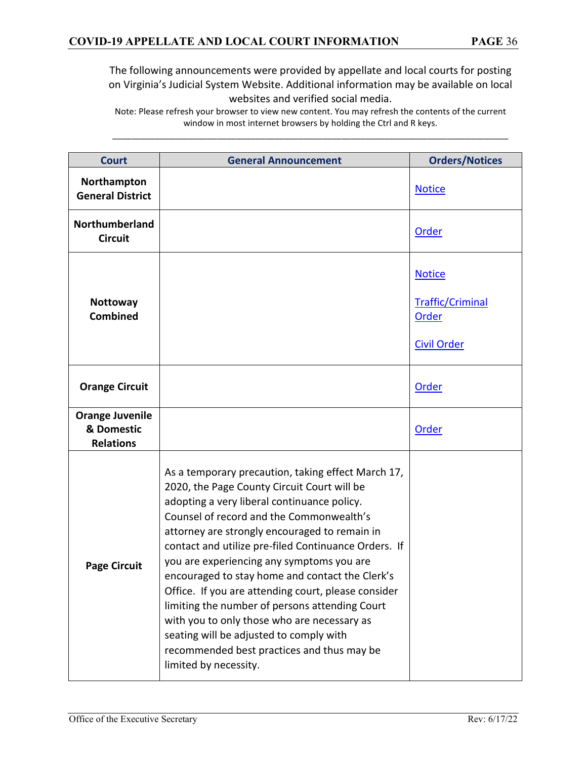The following announcements were provided by appellate and local courts for posting on Virginia's Judicial System Website. Additional information may be available on local websites and verified social media.

Note: Please refresh your browser to view new content. You may refresh the contents of the current window in most internet browsers by holding the Ctrl and R keys.

---

| Court | General Announcement | Orders/Notices |
|---|---|---|
| **Northampton General District** | | Notice |
| **Northumberland Circuit** | | Order |
| **Nottoway Combined** | | Notice<br><br>Traffic/Criminal Order<br><br>Civil Order |
| **Orange Circuit** | | Order |
| **Orange Juvenile & Domestic Relations** | | Order |
| **Page Circuit** | As a temporary precaution, taking effect March 17, 2020, the Page County Circuit Court will be adopting a very liberal continuance policy. Counsel of record and the Commonwealth's attorney are strongly encouraged to remain in contact and utilize pre-filed Continuance Orders. If you are experiencing any symptoms you are encouraged to stay home and contact the Clerk's Office. If you are attending court, please consider limiting the number of persons attending Court with you to only those who are necessary as seating will be adjusted to comply with recommended best practices and thus may be limited by necessity. | |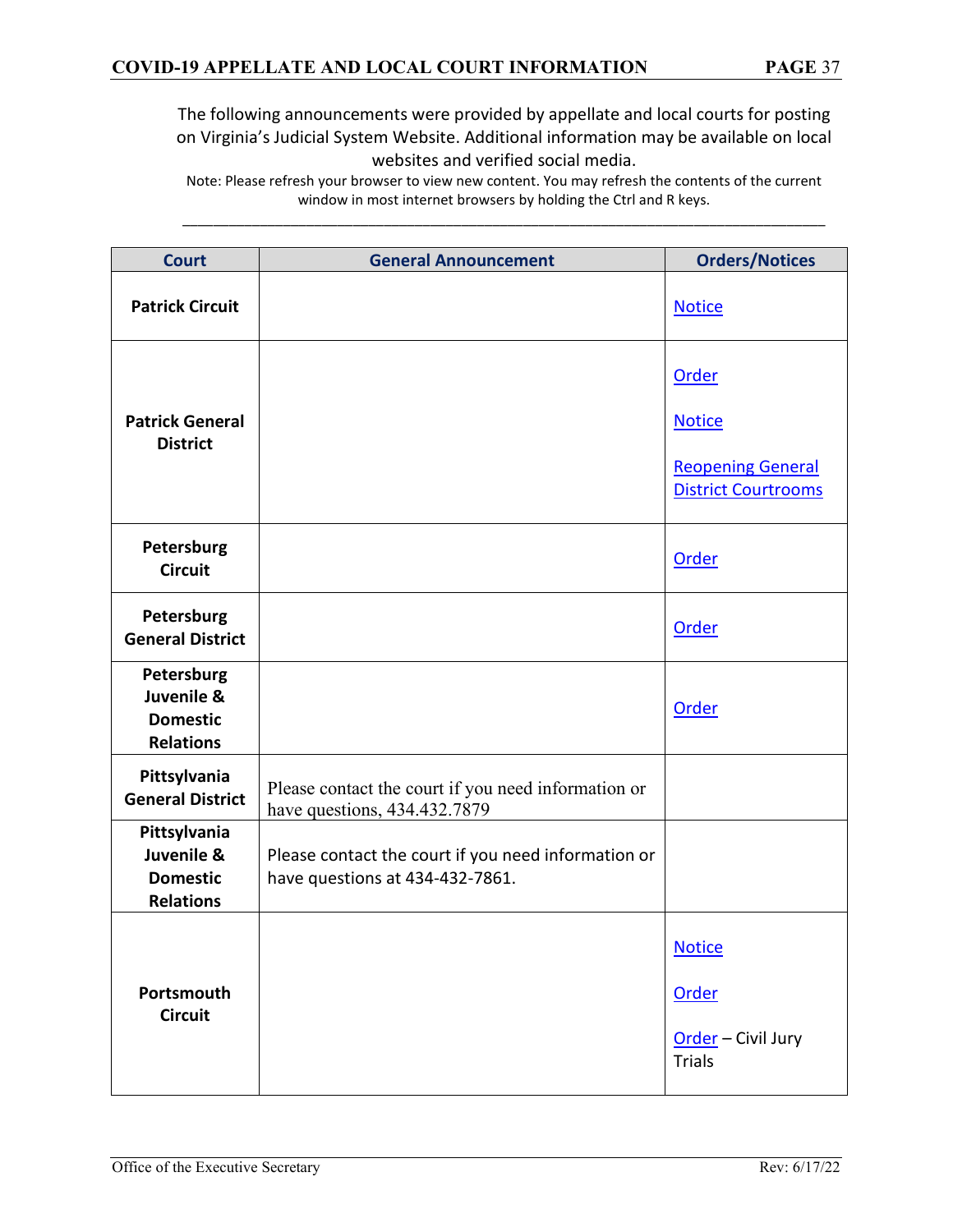The following announcements were provided by appellate and local courts for posting on Virginia's Judicial System Website. Additional information may be available on local websites and verified social media.

Note: Please refresh your browser to view new content. You may refresh the contents of the current window in most internet browsers by holding the Ctrl and R keys.

| Court | General Announcement | Orders/Notices |
|---|---|---|
| Patrick Circuit | | Notice |
| Patrick General District | | Order<br><br>Notice<br><br>Reopening General District Courtrooms |
| Petersburg Circuit | | Order |
| Petersburg General District | | Order |
| Petersburg Juvenile & Domestic Relations | | Order |
| Pittsylvania General District | Please contact the court if you need information or have questions, 434.432.7879 | |
| Pittsylvania Juvenile & Domestic Relations | Please contact the court if you need information or have questions at 434-432-7861. | |
| Portsmouth Circuit | | Notice<br><br>Order<br><br>Order – Civil Jury Trials |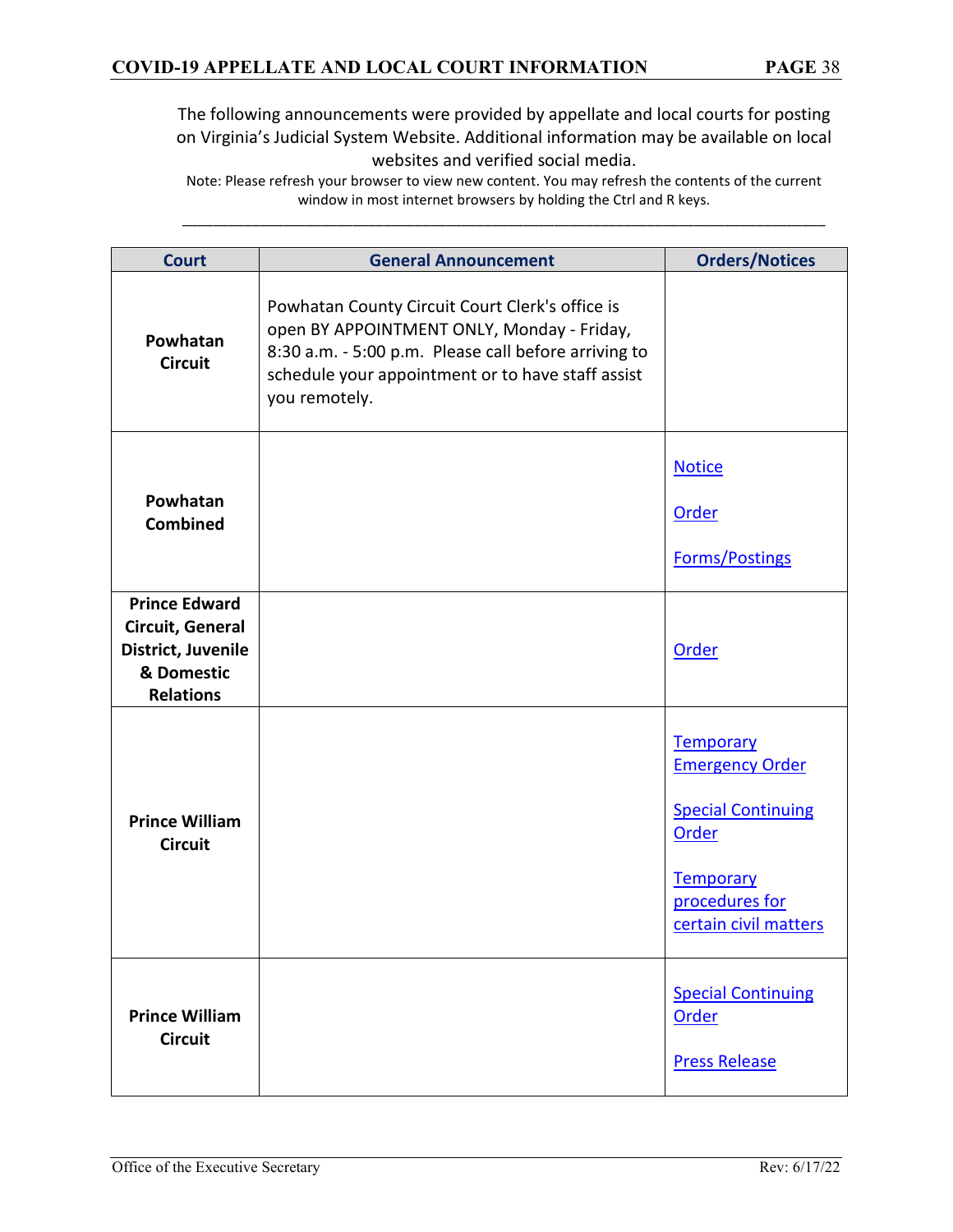The following announcements were provided by appellate and local courts for posting on Virginia's Judicial System Website. Additional information may be available on local websites and verified social media.

Note: Please refresh your browser to view new content. You may refresh the contents of the current window in most internet browsers by holding the Ctrl and R keys.

| Court | General Announcement | Orders/Notices |
|---|---|---|
| **Powhatan Circuit** | Powhatan County Circuit Court Clerk's office is open BY APPOINTMENT ONLY, Monday - Friday, 8:30 a.m. - 5:00 p.m. Please call before arriving to schedule your appointment or to have staff assist you remotely. | |
| **Powhatan Combined** | | Notice<br><br>Order<br><br>Forms/Postings |
| **Prince Edward Circuit, General District, Juvenile & Domestic Relations** | | Order |
| **Prince William Circuit** | | Temporary Emergency Order<br><br>Special Continuing Order<br><br>Temporary procedures for certain civil matters |
| **Prince William Circuit** | | Special Continuing Order<br><br>Press Release |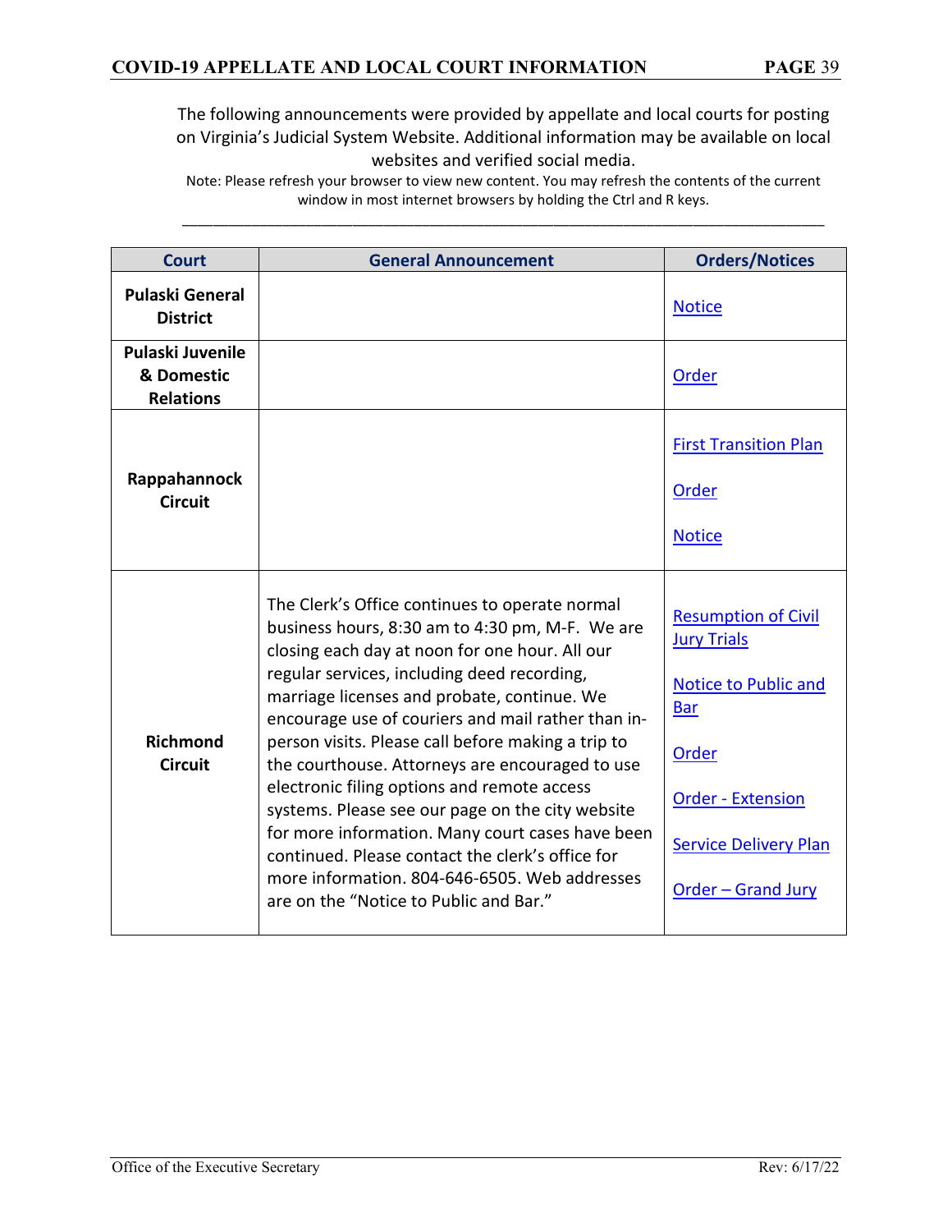The following announcements were provided by appellate and local courts for posting on Virginia's Judicial System Website. Additional information may be available on local websites and verified social media.

Note: Please refresh your browser to view new content. You may refresh the contents of the current window in most internet browsers by holding the Ctrl and R keys.

| Court | General Announcement | Orders/Notices |
|---|---|---|
| **Pulaski General District** | | Notice |
| **Pulaski Juvenile & Domestic Relations** | | Order |
| **Rappahannock Circuit** | | First Transition Plan<br><br>Order<br><br>Notice |
| **Richmond Circuit** | The Clerk's Office continues to operate normal business hours, 8:30 am to 4:30 pm, M-F. We are closing each day at noon for one hour. All our regular services, including deed recording, marriage licenses and probate, continue. We encourage use of couriers and mail rather than in-person visits. Please call before making a trip to the courthouse. Attorneys are encouraged to use electronic filing options and remote access systems. Please see our page on the city website for more information. Many court cases have been continued. Please contact the clerk's office for more information. 804-646-6505. Web addresses are on the "Notice to Public and Bar." | Resumption of Civil Jury Trials<br><br>Notice to Public and Bar<br><br>Order<br><br>Order - Extension<br><br>Service Delivery Plan<br><br>Order – Grand Jury |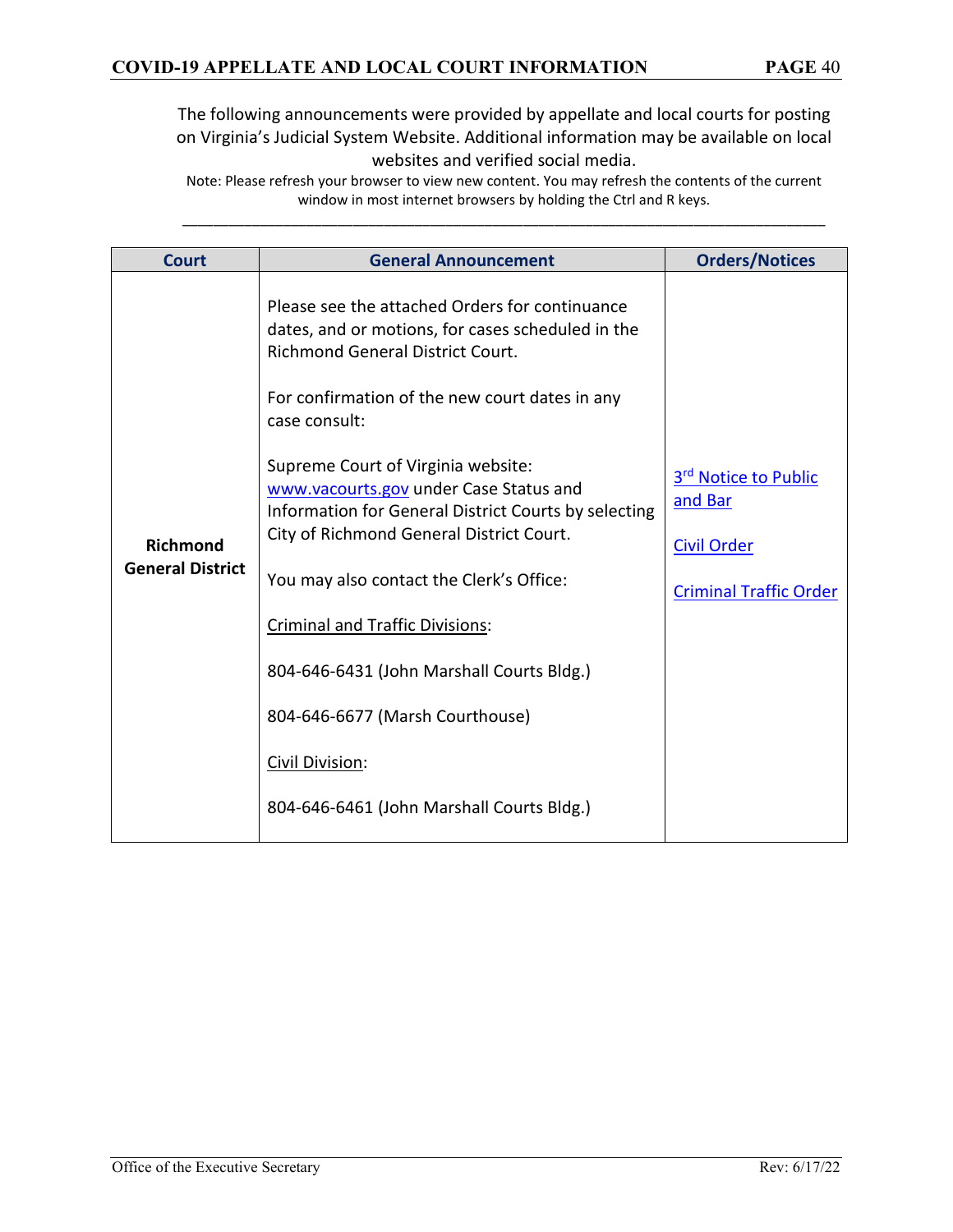The following announcements were provided by appellate and local courts for posting on Virginia's Judicial System Website. Additional information may be available on local websites and verified social media.

Note: Please refresh your browser to view new content. You may refresh the contents of the current window in most internet browsers by holding the Ctrl and R keys.

| Court | General Announcement | Orders/Notices |
| --- | --- | --- |
| **Richmond General District** | Please see the attached Orders for continuance dates, and or motions, for cases scheduled in the Richmond General District Court.<br><br>For confirmation of the new court dates in any case consult:<br><br>Supreme Court of Virginia website: www.vacourts.gov under Case Status and Information for General District Courts by selecting City of Richmond General District Court.<br><br>You may also contact the Clerk's Office:<br><br>Criminal and Traffic Divisions:<br><br>804-646-6431 (John Marshall Courts Bldg.)<br><br>804-646-6677 (Marsh Courthouse)<br><br>Civil Division:<br><br>804-646-6461 (John Marshall Courts Bldg.) | 3rd Notice to Public and Bar<br><br>Civil Order<br><br>Criminal Traffic Order |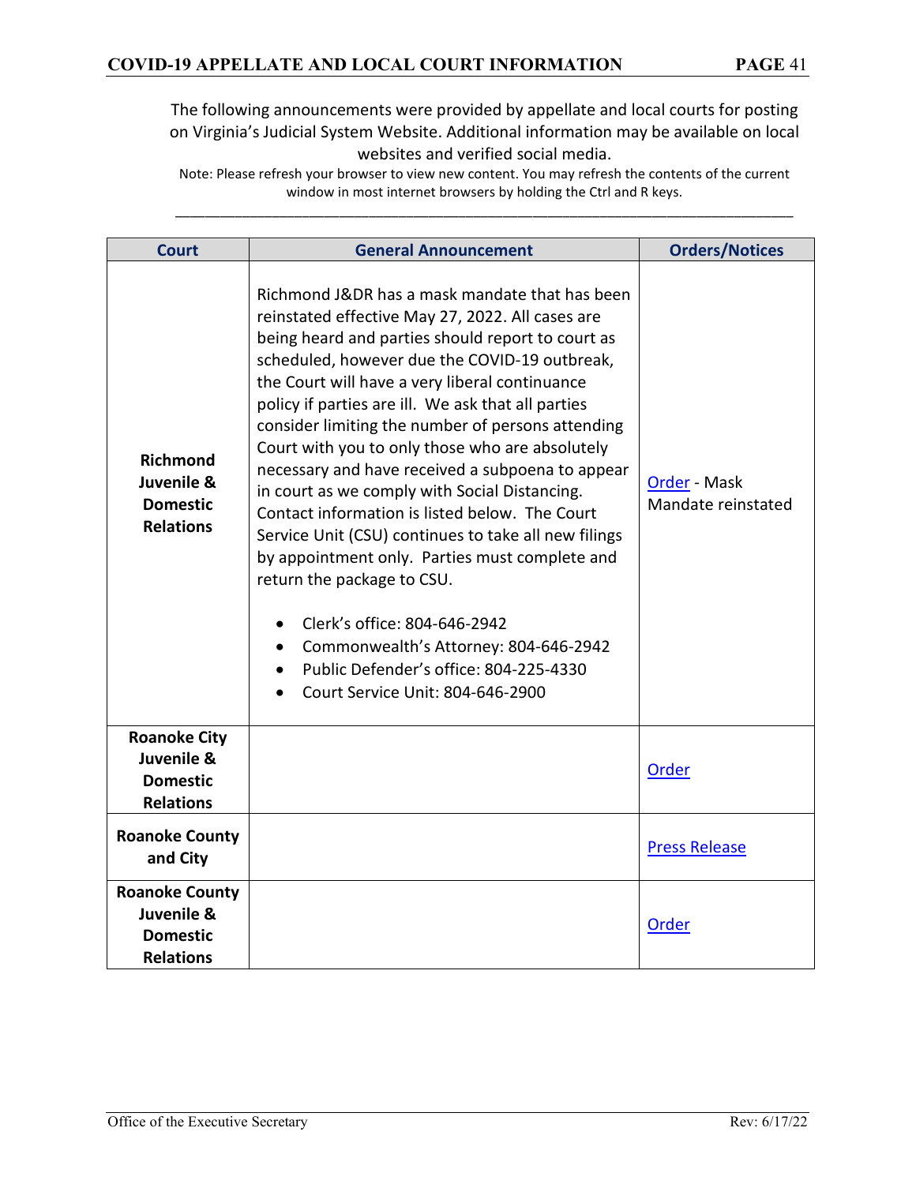The following announcements were provided by appellate and local courts for posting on Virginia's Judicial System Website. Additional information may be available on local websites and verified social media.

Note: Please refresh your browser to view new content. You may refresh the contents of the current window in most internet browsers by holding the Ctrl and R keys.

| Court | General Announcement | Orders/Notices |
| --- | --- | --- |
| **Richmond Juvenile & Domestic Relations** | Richmond J&DR has a mask mandate that has been reinstated effective May 27, 2022. All cases are being heard and parties should report to court as scheduled, however due the COVID-19 outbreak, the Court will have a very liberal continuance policy if parties are ill. We ask that all parties consider limiting the number of persons attending Court with you to only those who are absolutely necessary and have received a subpoena to appear in court as we comply with Social Distancing. Contact information is listed below. The Court Service Unit (CSU) continues to take all new filings by appointment only. Parties must complete and return the package to CSU.<br>• Clerk's office: 804-646-2942<br>• Commonwealth's Attorney: 804-646-2942<br>• Public Defender's office: 804-225-4330<br>• Court Service Unit: 804-646-2900 | Order - Mask Mandate reinstated |
| **Roanoke City Juvenile & Domestic Relations** | | Order |
| **Roanoke County and City** | | Press Release |
| **Roanoke County Juvenile & Domestic Relations** | | Order |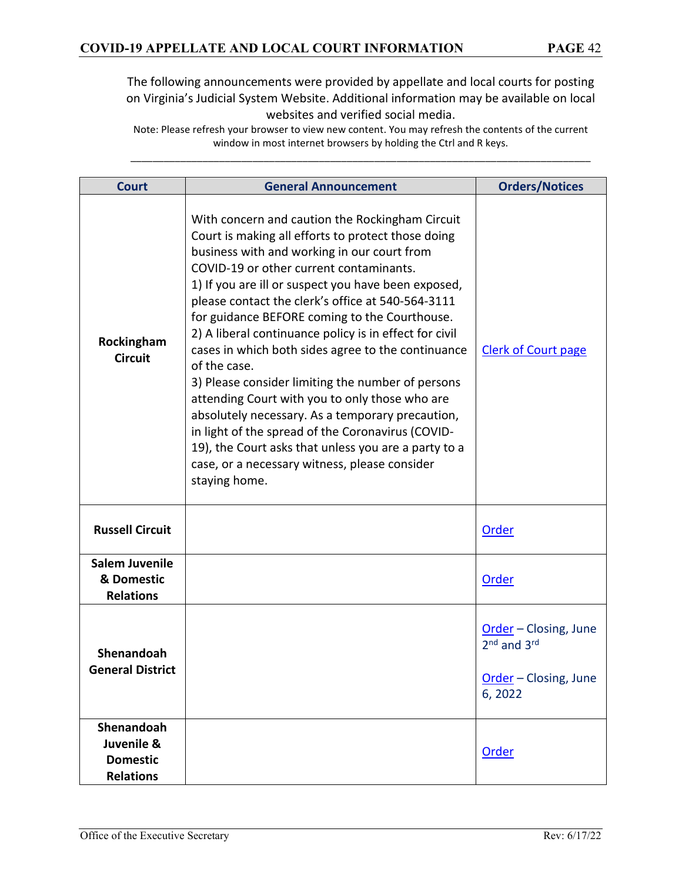The following announcements were provided by appellate and local courts for posting on Virginia's Judicial System Website. Additional information may be available on local websites and verified social media.

Note: Please refresh your browser to view new content. You may refresh the contents of the current window in most internet browsers by holding the Ctrl and R keys.

---

| Court | General Announcement | Orders/Notices |
|---|---|---|
| **Rockingham Circuit** | With concern and caution the Rockingham Circuit Court is making all efforts to protect those doing business with and working in our court from COVID-19 or other current contaminants.<br>1) If you are ill or suspect you have been exposed, please contact the clerk's office at 540-564-3111 for guidance BEFORE coming to the Courthouse.<br>2) A liberal continuance policy is in effect for civil cases in which both sides agree to the continuance of the case.<br>3) Please consider limiting the number of persons attending Court with you to only those who are absolutely necessary. As a temporary precaution, in light of the spread of the Coronavirus (COVID-19), the Court asks that unless you are a party to a case, or a necessary witness, please consider staying home. | Clerk of Court page |
| **Russell Circuit** | | Order |
| **Salem Juvenile & Domestic Relations** | | Order |
| **Shenandoah General District** | | Order – Closing, June 2nd and 3rd<br><br>Order – Closing, June 6, 2022 |
| **Shenandoah Juvenile & Domestic Relations** | | Order |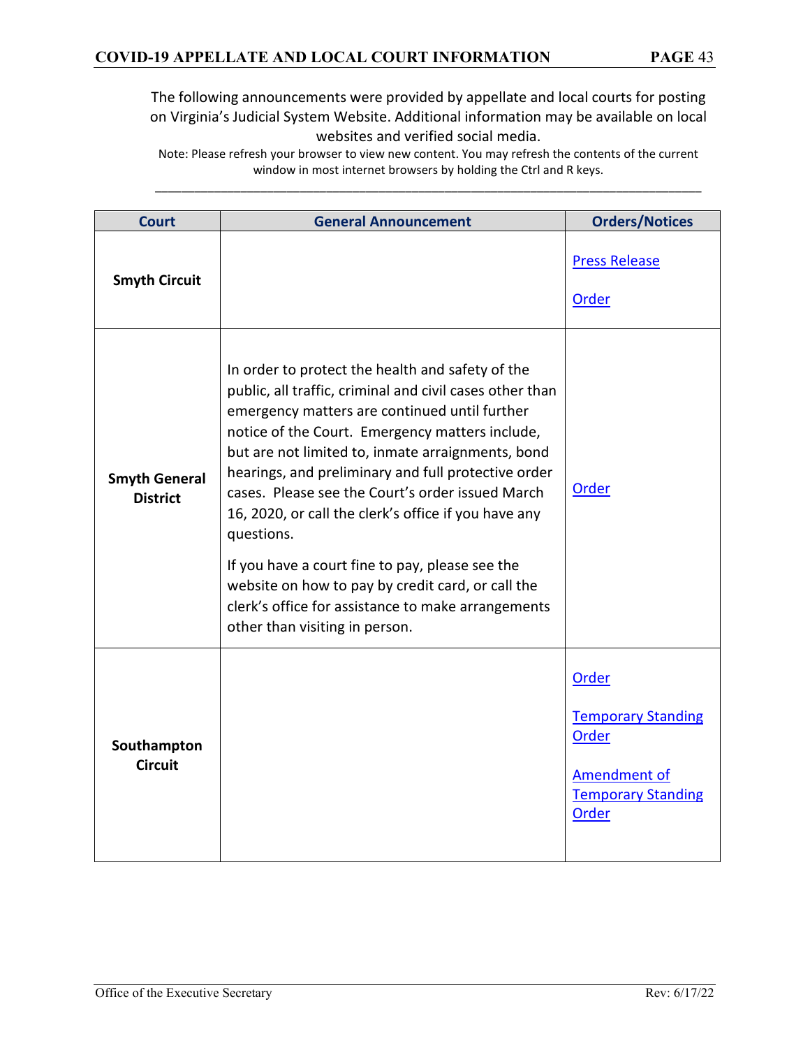The following announcements were provided by appellate and local courts for posting on Virginia's Judicial System Website. Additional information may be available on local websites and verified social media.

Note: Please refresh your browser to view new content. You may refresh the contents of the current window in most internet browsers by holding the Ctrl and R keys.

---

| Court | General Announcement | Orders/Notices |
|---|---|---|
| **Smyth Circuit** | | Press Release<br><br>Order |
| **Smyth General District** | In order to protect the health and safety of the public, all traffic, criminal and civil cases other than emergency matters are continued until further notice of the Court. Emergency matters include, but are not limited to, inmate arraignments, bond hearings, and preliminary and full protective order cases. Please see the Court's order issued March 16, 2020, or call the clerk's office if you have any questions.<br><br>If you have a court fine to pay, please see the website on how to pay by credit card, or call the clerk's office for assistance to make arrangements other than visiting in person. | Order |
| **Southampton Circuit** | | Order<br><br>Temporary Standing Order<br><br>Amendment of Temporary Standing Order |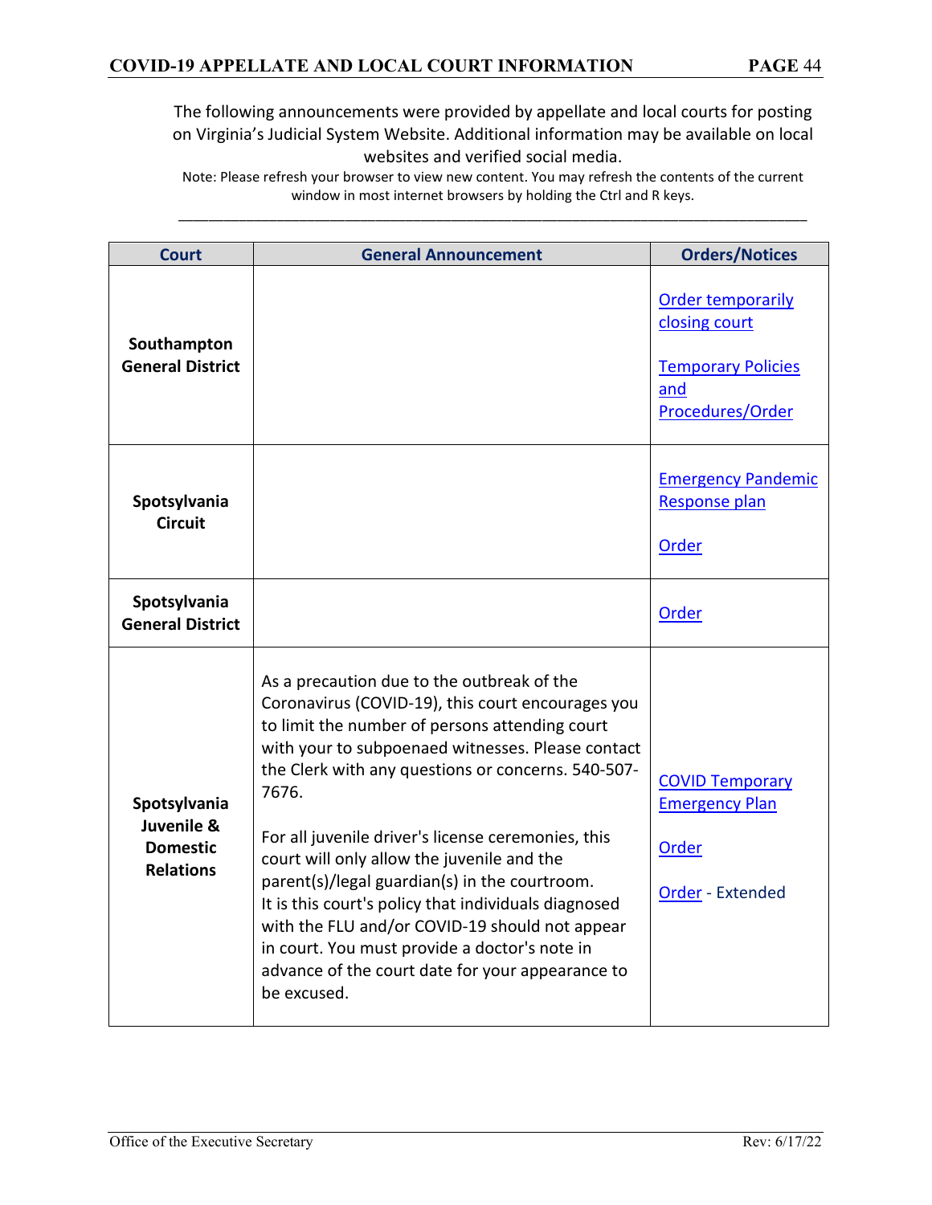The following announcements were provided by appellate and local courts for posting on Virginia's Judicial System Website. Additional information may be available on local websites and verified social media.

Note: Please refresh your browser to view new content. You may refresh the contents of the current window in most internet browsers by holding the Ctrl and R keys.

| Court | General Announcement | Orders/Notices |
|---|---|---|
| **Southampton General District** | | Order temporarily closing court<br><br>Temporary Policies and Procedures/Order |
| **Spotsylvania Circuit** | | Emergency Pandemic Response plan<br><br>Order |
| **Spotsylvania General District** | | Order |
| **Spotsylvania Juvenile & Domestic Relations** | As a precaution due to the outbreak of the Coronavirus (COVID-19), this court encourages you to limit the number of persons attending court with your to subpoenaed witnesses. Please contact the Clerk with any questions or concerns. 540-507-7676.<br><br>For all juvenile driver's license ceremonies, this court will only allow the juvenile and the parent(s)/legal guardian(s) in the courtroom. It is this court's policy that individuals diagnosed with the FLU and/or COVID-19 should not appear in court. You must provide a doctor's note in advance of the court date for your appearance to be excused. | COVID Temporary Emergency Plan<br><br>Order<br><br>Order - Extended |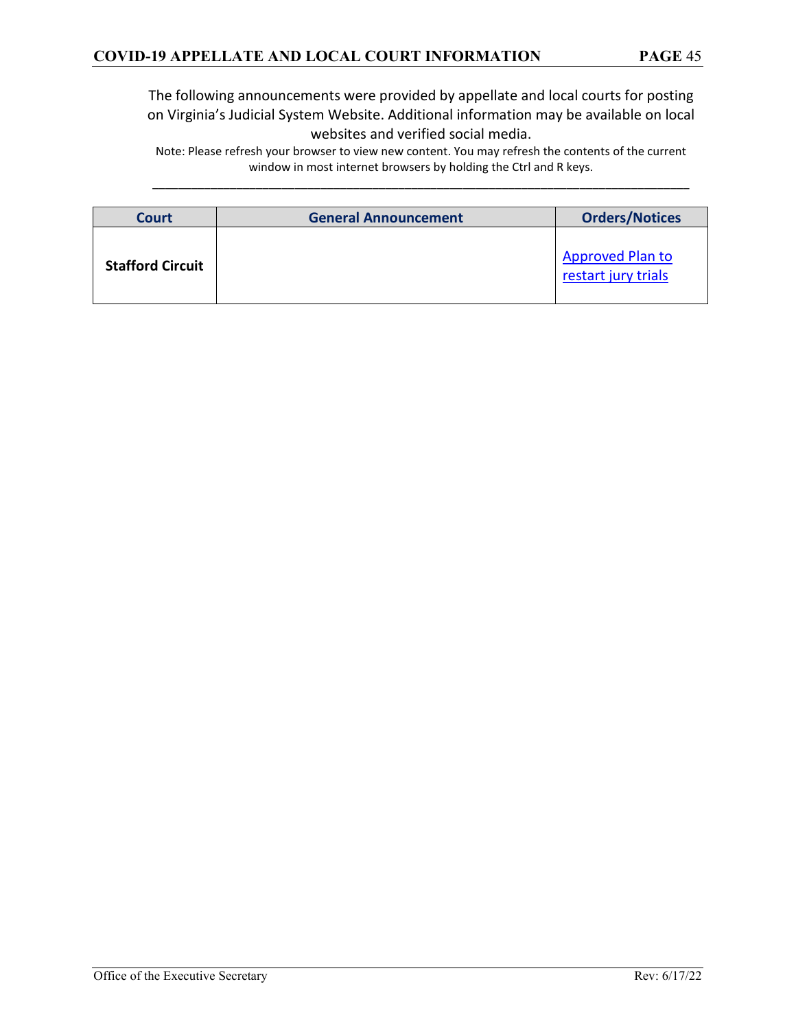The following announcements were provided by appellate and local courts for posting on Virginia's Judicial System Website. Additional information may be available on local websites and verified social media.

Note: Please refresh your browser to view new content. You may refresh the contents of the current window in most internet browsers by holding the Ctrl and R keys.

---

| Court | General Announcement | Orders/Notices |
|---|---|---|
| **Stafford Circuit** | | Approved Plan to restart jury trials |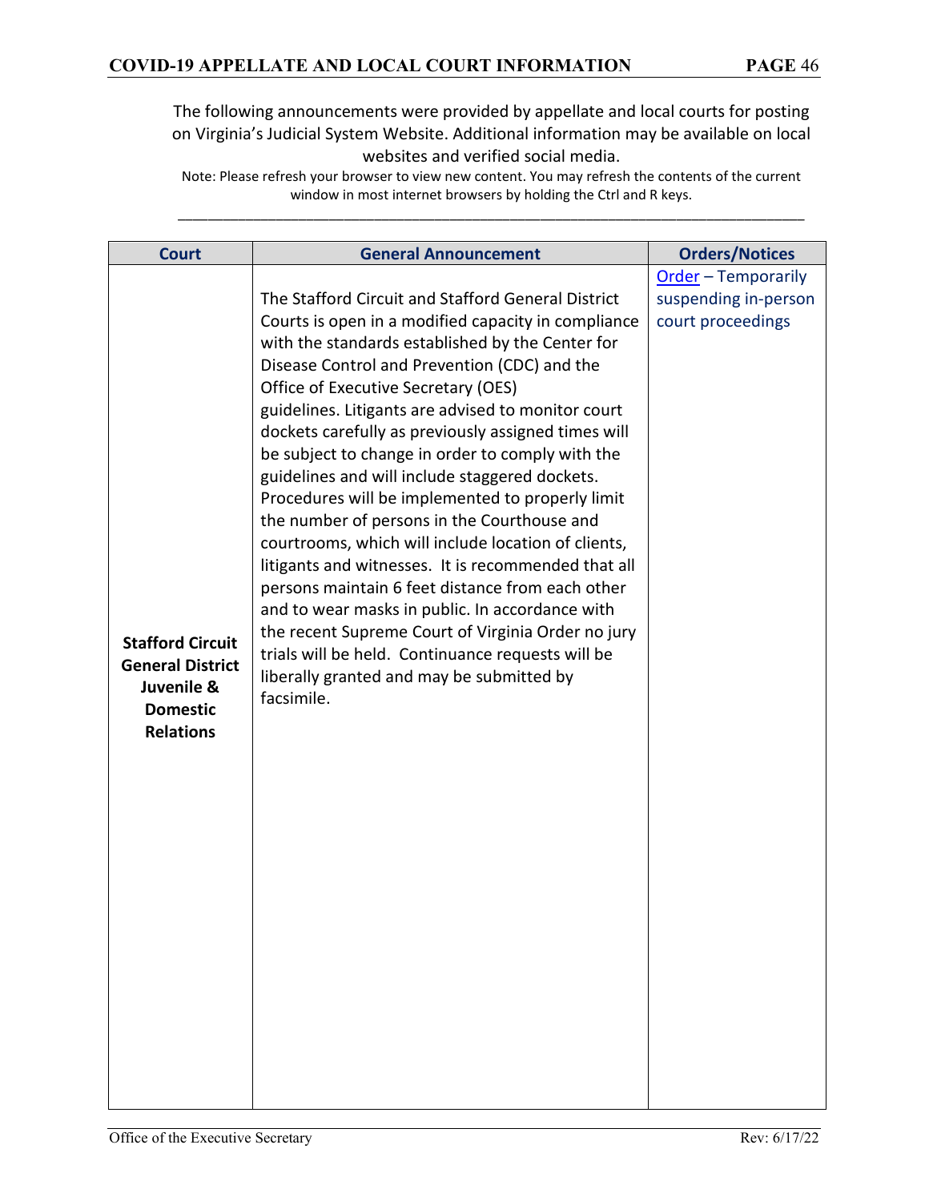The following announcements were provided by appellate and local courts for posting on Virginia's Judicial System Website. Additional information may be available on local websites and verified social media.

Note: Please refresh your browser to view new content. You may refresh the contents of the current window in most internet browsers by holding the Ctrl and R keys.

| Court | General Announcement | Orders/Notices |
|---|---|---|
| **Stafford Circuit General District Juvenile & Domestic Relations** | The Stafford Circuit and Stafford General District Courts is open in a modified capacity in compliance with the standards established by the Center for Disease Control and Prevention (CDC) and the Office of Executive Secretary (OES) guidelines. Litigants are advised to monitor court dockets carefully as previously assigned times will be subject to change in order to comply with the guidelines and will include staggered dockets. Procedures will be implemented to properly limit the number of persons in the Courthouse and courtrooms, which will include location of clients, litigants and witnesses. It is recommended that all persons maintain 6 feet distance from each other and to wear masks in public. In accordance with the recent Supreme Court of Virginia Order no jury trials will be held. Continuance requests will be liberally granted and may be submitted by facsimile. | Order – Temporarily suspending in-person court proceedings |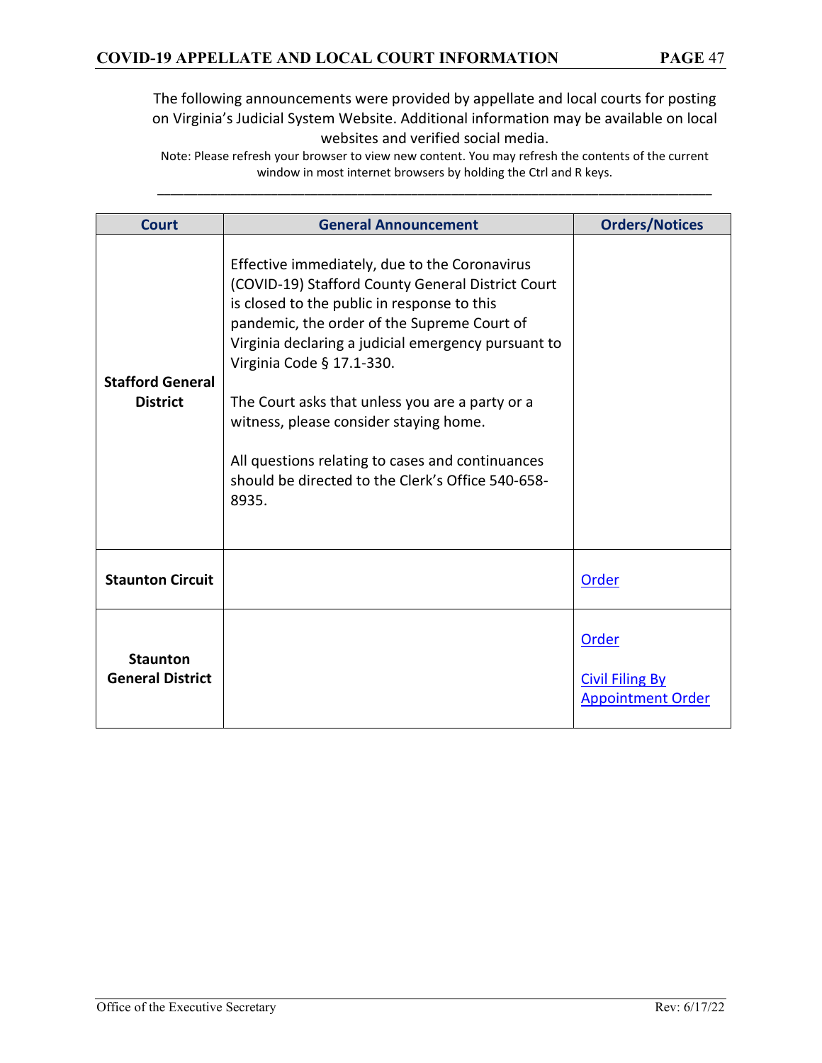The following announcements were provided by appellate and local courts for posting on Virginia's Judicial System Website. Additional information may be available on local websites and verified social media.

Note: Please refresh your browser to view new content. You may refresh the contents of the current window in most internet browsers by holding the Ctrl and R keys.

| Court | General Announcement | Orders/Notices |
|---|---|---|
| **Stafford General District** | Effective immediately, due to the Coronavirus (COVID-19) Stafford County General District Court is closed to the public in response to this pandemic, the order of the Supreme Court of Virginia declaring a judicial emergency pursuant to Virginia Code § 17.1-330.<br><br>The Court asks that unless you are a party or a witness, please consider staying home.<br><br>All questions relating to cases and continuances should be directed to the Clerk's Office 540-658-8935. | |
| **Staunton Circuit** | | Order |
| **Staunton General District** | | Order<br><br>Civil Filing By Appointment Order |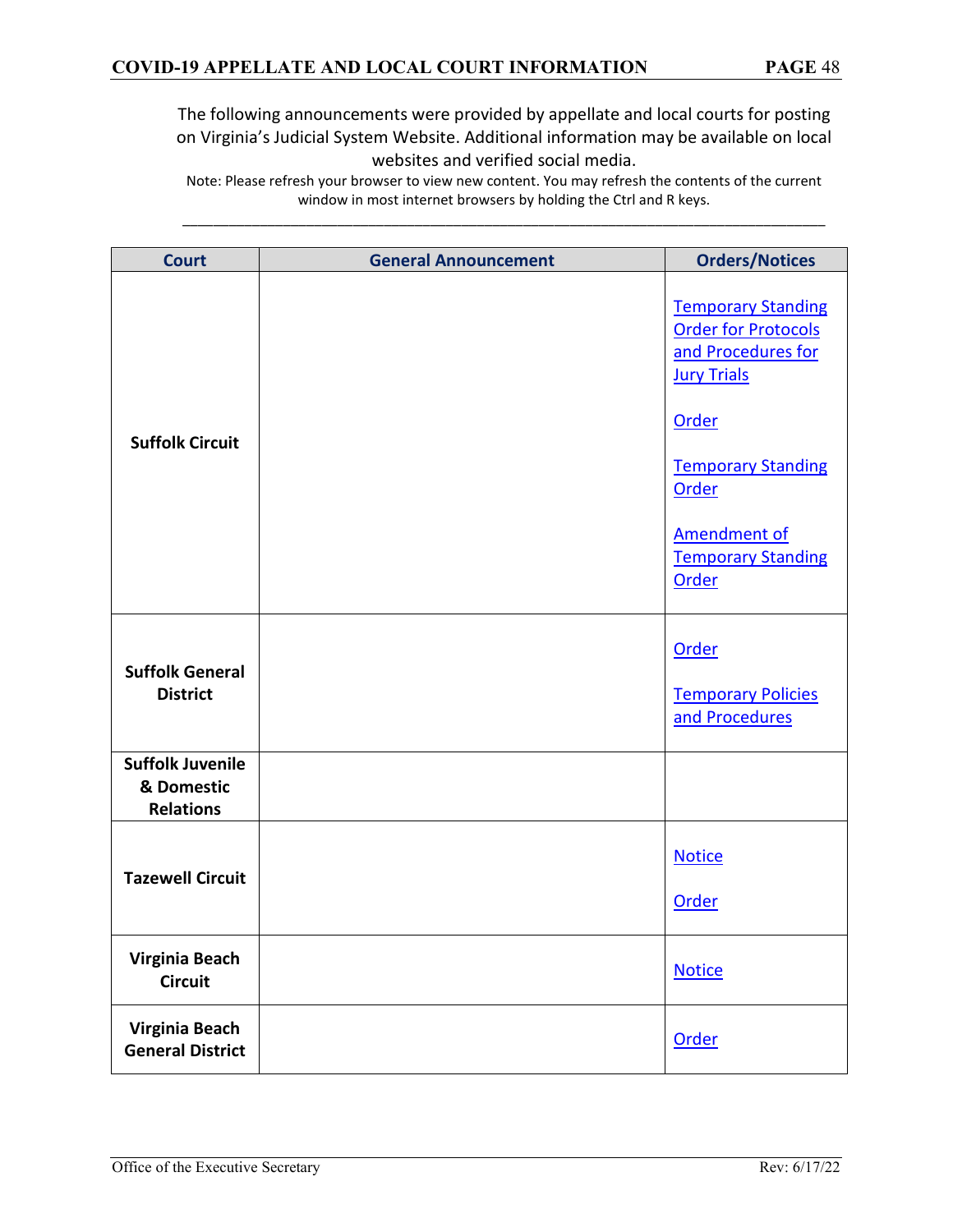The following announcements were provided by appellate and local courts for posting on Virginia's Judicial System Website. Additional information may be available on local websites and verified social media.

Note: Please refresh your browser to view new content. You may refresh the contents of the current window in most internet browsers by holding the Ctrl and R keys.

| Court | General Announcement | Orders/Notices |
|---|---|---|
| **Suffolk Circuit** | | Temporary Standing Order for Protocols and Procedures for Jury Trials<br><br>Order<br><br>Temporary Standing Order<br><br>Amendment of Temporary Standing Order |
| **Suffolk General District** | | Order<br><br>Temporary Policies and Procedures |
| **Suffolk Juvenile & Domestic Relations** | | |
| **Tazewell Circuit** | | Notice<br><br>Order |
| **Virginia Beach Circuit** | | Notice |
| **Virginia Beach General District** | | Order |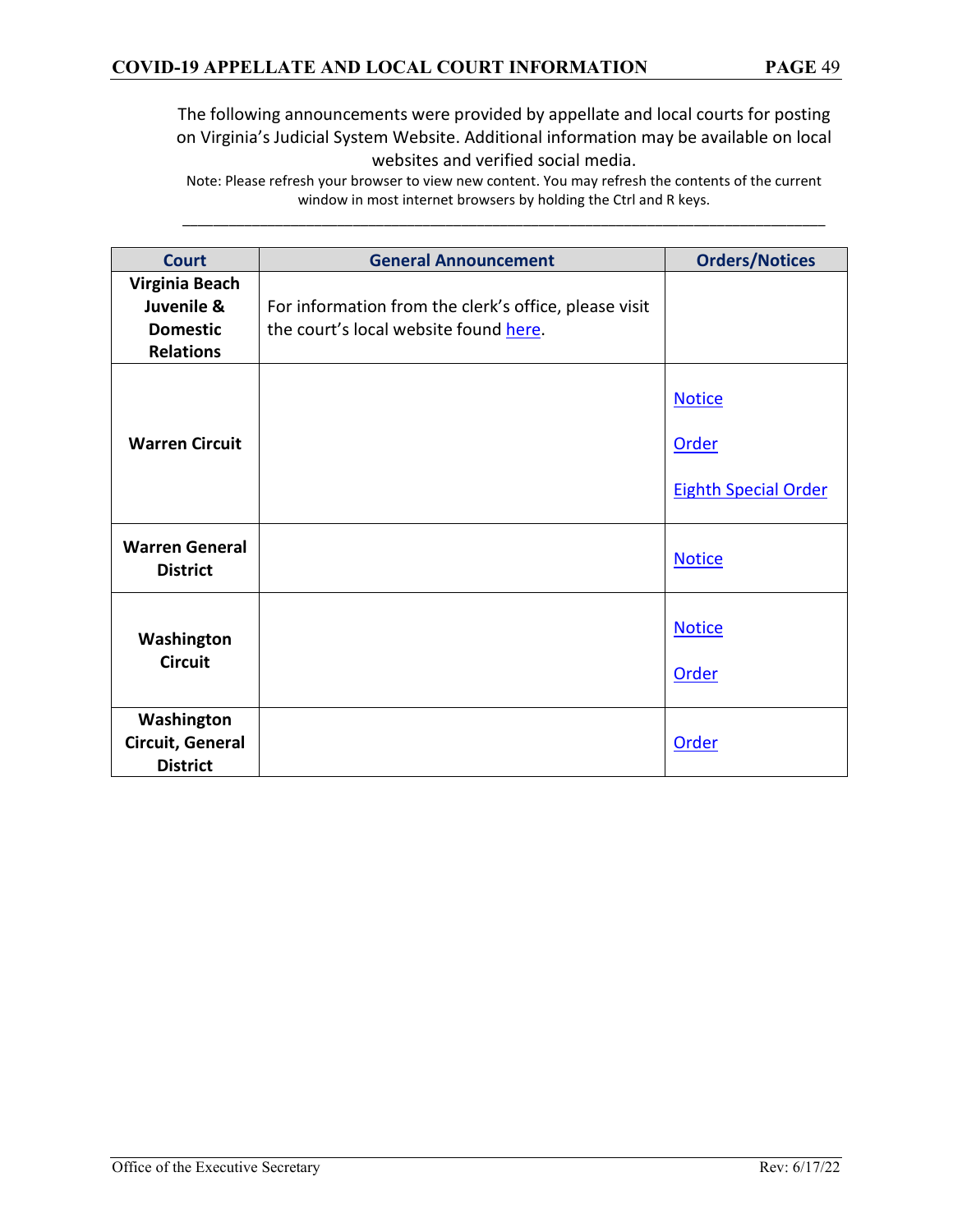The following announcements were provided by appellate and local courts for posting on Virginia's Judicial System Website. Additional information may be available on local websites and verified social media.

Note: Please refresh your browser to view new content. You may refresh the contents of the current window in most internet browsers by holding the Ctrl and R keys.

| Court | General Announcement | Orders/Notices |
|---|---|---|
| **Virginia Beach Juvenile & Domestic Relations** | For information from the clerk's office, please visit the court's local website found here. | |
| **Warren Circuit** | | Notice<br><br>Order<br><br>Eighth Special Order |
| **Warren General District** | | Notice |
| **Washington Circuit** | | Notice<br><br>Order |
| **Washington Circuit, General District** | | Order |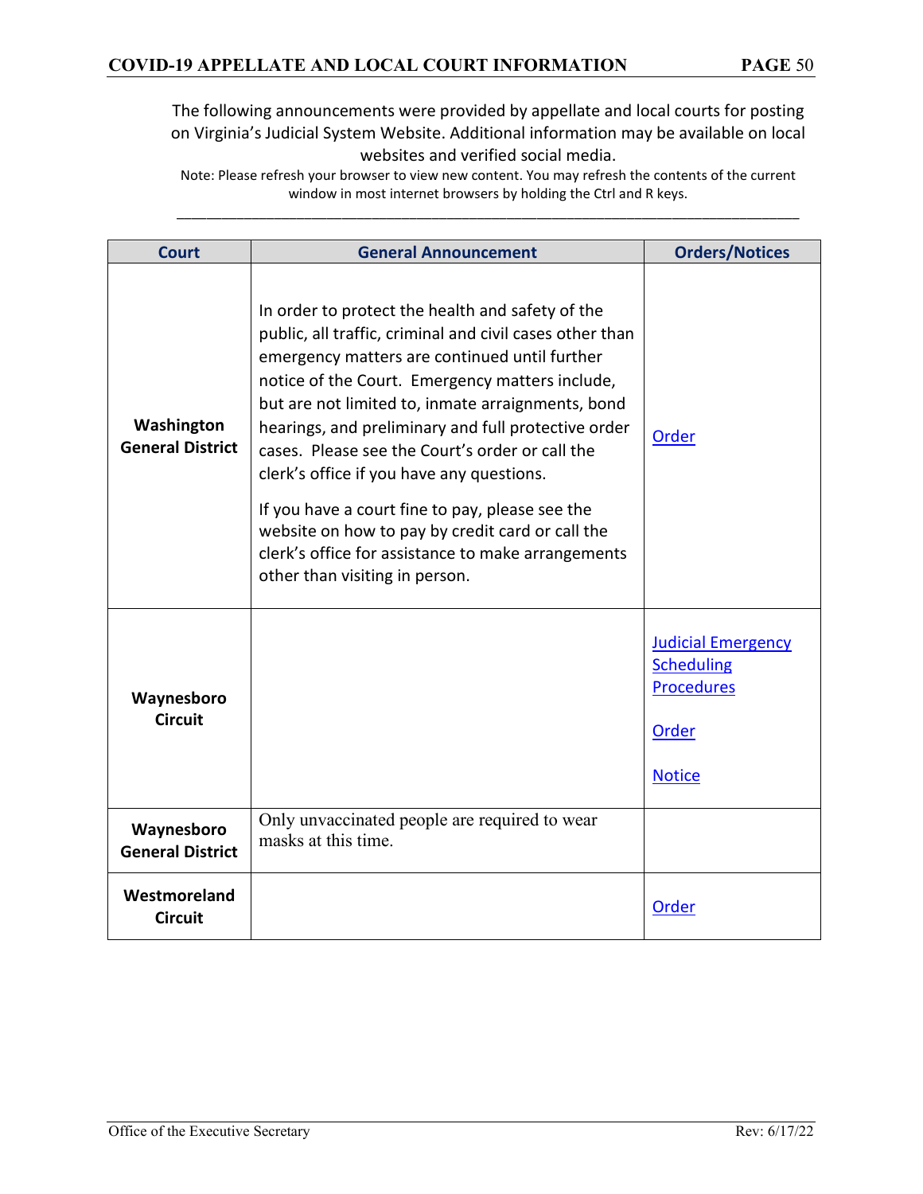The following announcements were provided by appellate and local courts for posting on Virginia's Judicial System Website. Additional information may be available on local websites and verified social media.

Note: Please refresh your browser to view new content. You may refresh the contents of the current window in most internet browsers by holding the Ctrl and R keys.

| Court | General Announcement | Orders/Notices |
|---|---|---|
| **Washington General District** | In order to protect the health and safety of the public, all traffic, criminal and civil cases other than emergency matters are continued until further notice of the Court. Emergency matters include, but are not limited to, inmate arraignments, bond hearings, and preliminary and full protective order cases. Please see the Court's order or call the clerk's office if you have any questions.<br><br>If you have a court fine to pay, please see the website on how to pay by credit card or call the clerk's office for assistance to make arrangements other than visiting in person. | Order |
| **Waynesboro Circuit** | | Judicial Emergency Scheduling Procedures<br><br>Order<br><br>Notice |
| **Waynesboro General District** | Only unvaccinated people are required to wear masks at this time. | |
| **Westmoreland Circuit** | | Order |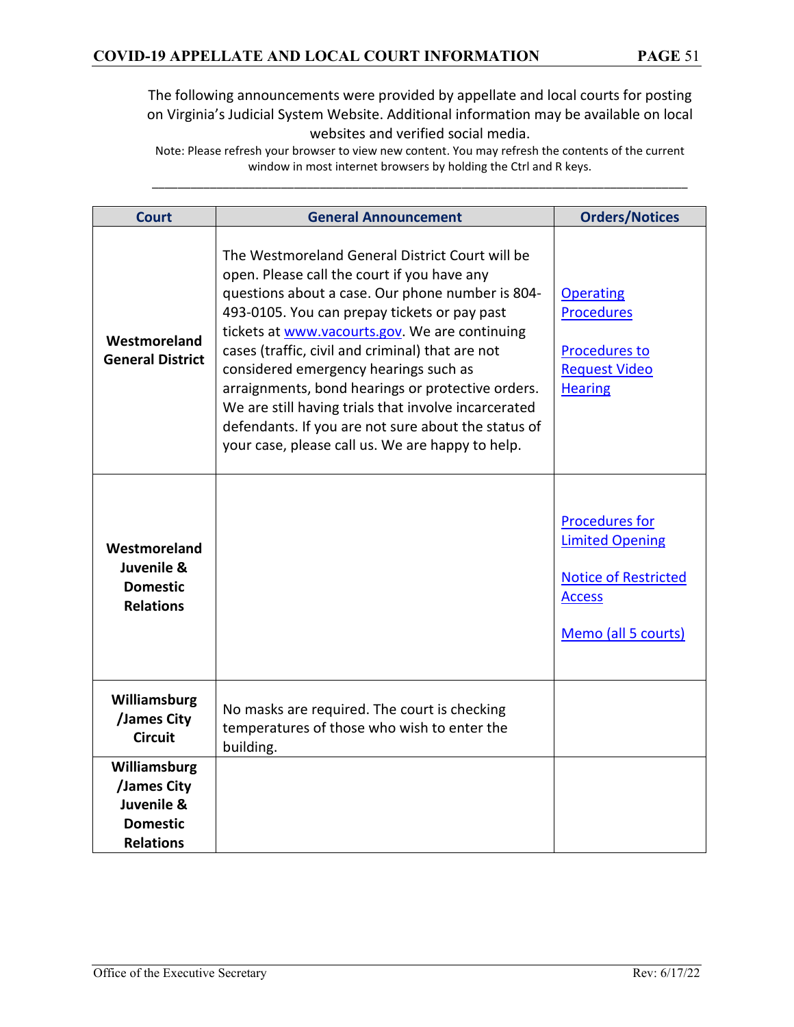The following announcements were provided by appellate and local courts for posting on Virginia's Judicial System Website. Additional information may be available on local websites and verified social media.

Note: Please refresh your browser to view new content. You may refresh the contents of the current window in most internet browsers by holding the Ctrl and R keys.

| Court | General Announcement | Orders/Notices |
|---|---|---|
| **Westmoreland General District** | The Westmoreland General District Court will be open. Please call the court if you have any questions about a case. Our phone number is 804-493-0105. You can prepay tickets or pay past tickets at www.vacourts.gov. We are continuing cases (traffic, civil and criminal) that are not considered emergency hearings such as arraignments, bond hearings or protective orders. We are still having trials that involve incarcerated defendants. If you are not sure about the status of your case, please call us. We are happy to help. | Operating Procedures<br><br>Procedures to Request Video Hearing |
| **Westmoreland Juvenile & Domestic Relations** | | Procedures for Limited Opening<br><br>Notice of Restricted Access<br><br>Memo (all 5 courts) |
| **Williamsburg /James City Circuit** | No masks are required. The court is checking temperatures of those who wish to enter the building. | |
| **Williamsburg /James City Juvenile & Domestic Relations** | | |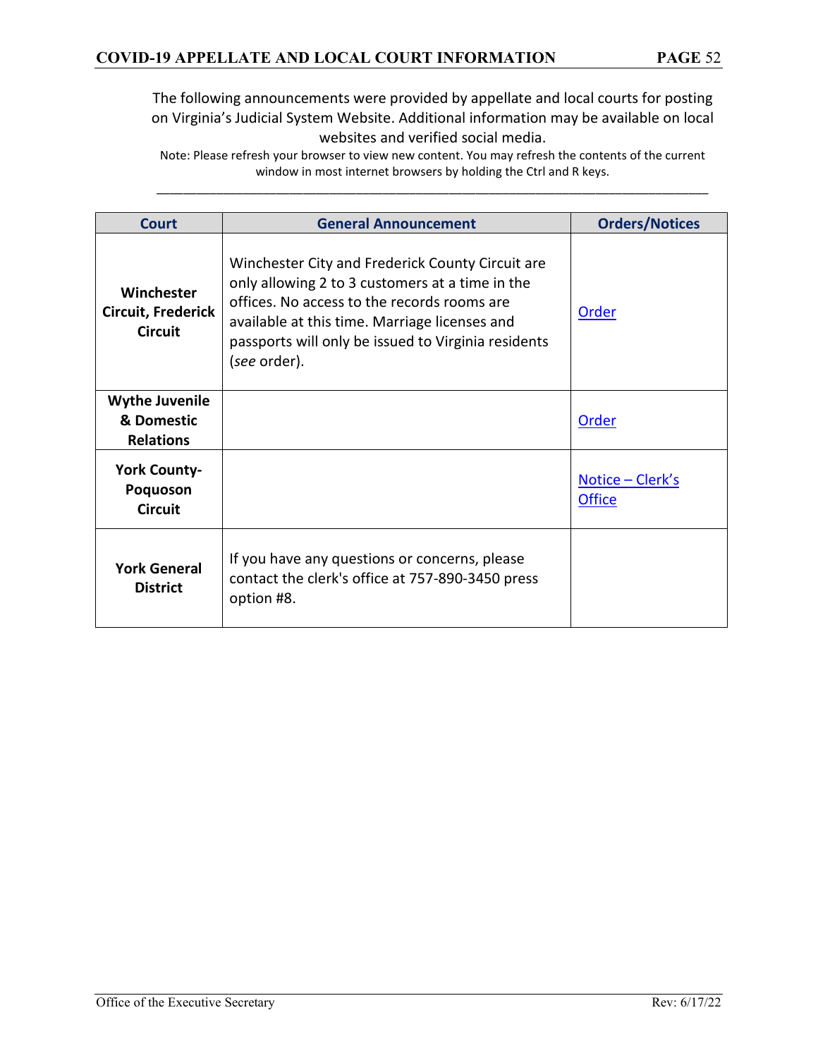The following announcements were provided by appellate and local courts for posting on Virginia's Judicial System Website. Additional information may be available on local websites and verified social media.

Note: Please refresh your browser to view new content. You may refresh the contents of the current window in most internet browsers by holding the Ctrl and R keys.

| Court | General Announcement | Orders/Notices |
|---|---|---|
| **Winchester Circuit, Frederick Circuit** | Winchester City and Frederick County Circuit are only allowing 2 to 3 customers at a time in the offices. No access to the records rooms are available at this time. Marriage licenses and passports will only be issued to Virginia residents (*see* order). | Order |
| **Wythe Juvenile & Domestic Relations** | | Order |
| **York County-Poquoson Circuit** | | Notice – Clerk's Office |
| **York General District** | If you have any questions or concerns, please contact the clerk's office at 757-890-3450 press option #8. | |